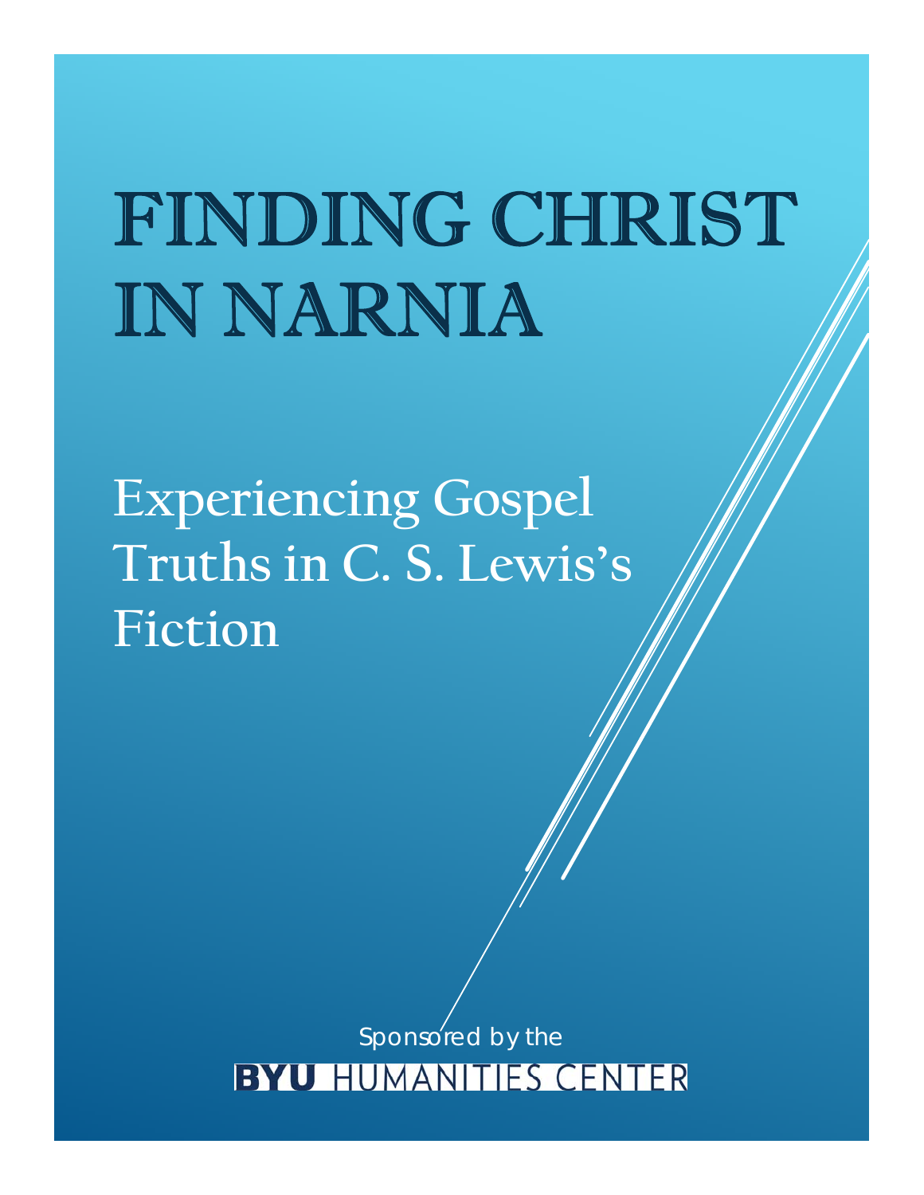# FINDING CHRIST IN NARNIA

## Experiencing Gospel Truths in C. S. Lewis's Fiction

Sponsored by the

BYU HUMANITIES CENTER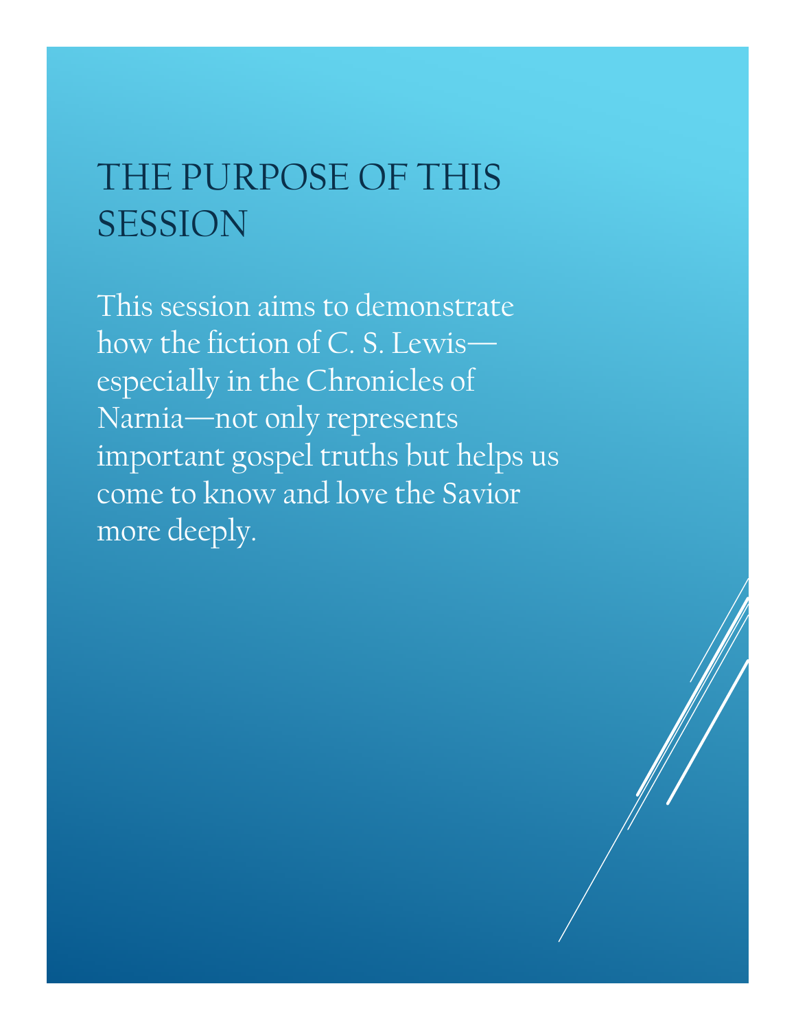# THE PURPOSE OF THIS SESSION

This session aims to demonstrate how the fiction of C. S. Lewis—especially in the Chronicles of Narnia—not only represents important gospel truths but helps us come to know and love the Savior more deeply.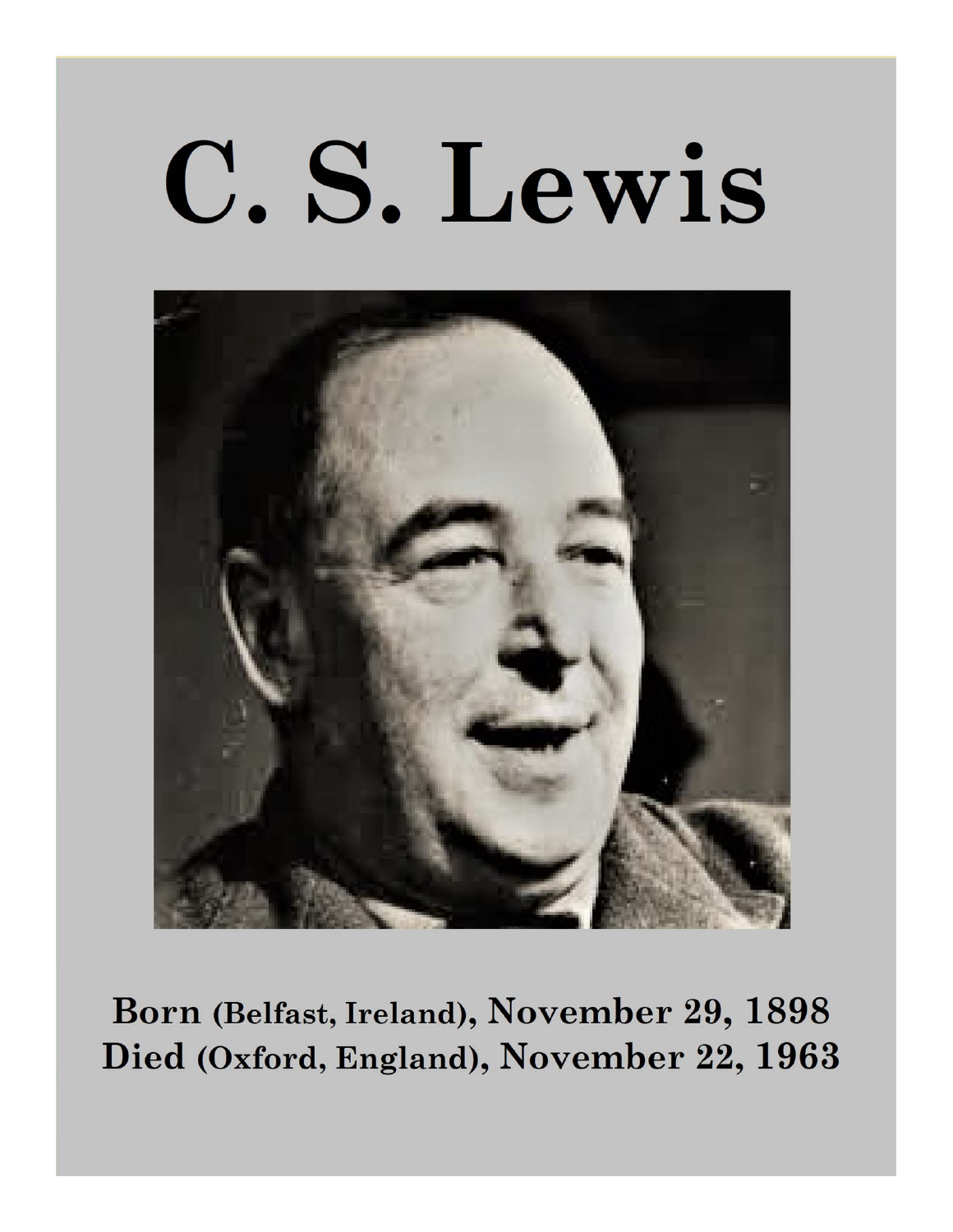# C. S. Lewis

**Born (Belfast, Ireland), November 29, 1898**
**Died (Oxford, England), November 22, 1963**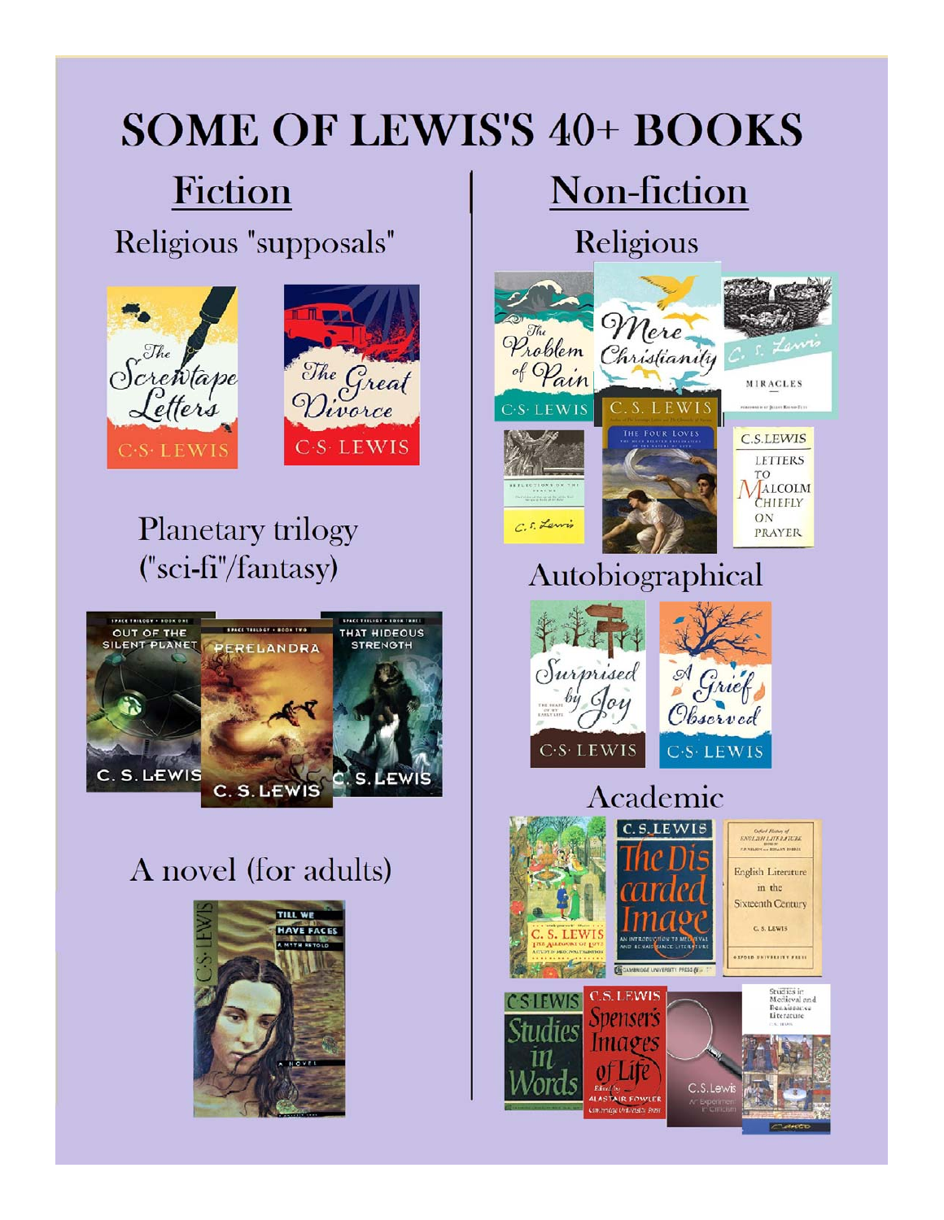# SOME OF LEWIS'S 40+ BOOKS

## Fiction

### Religious "supposals"

### Planetary trilogy ("sci-fi"/fantasy)

### A novel (for adults)

## Non-fiction

### Religious

### Autobiographical

### Academic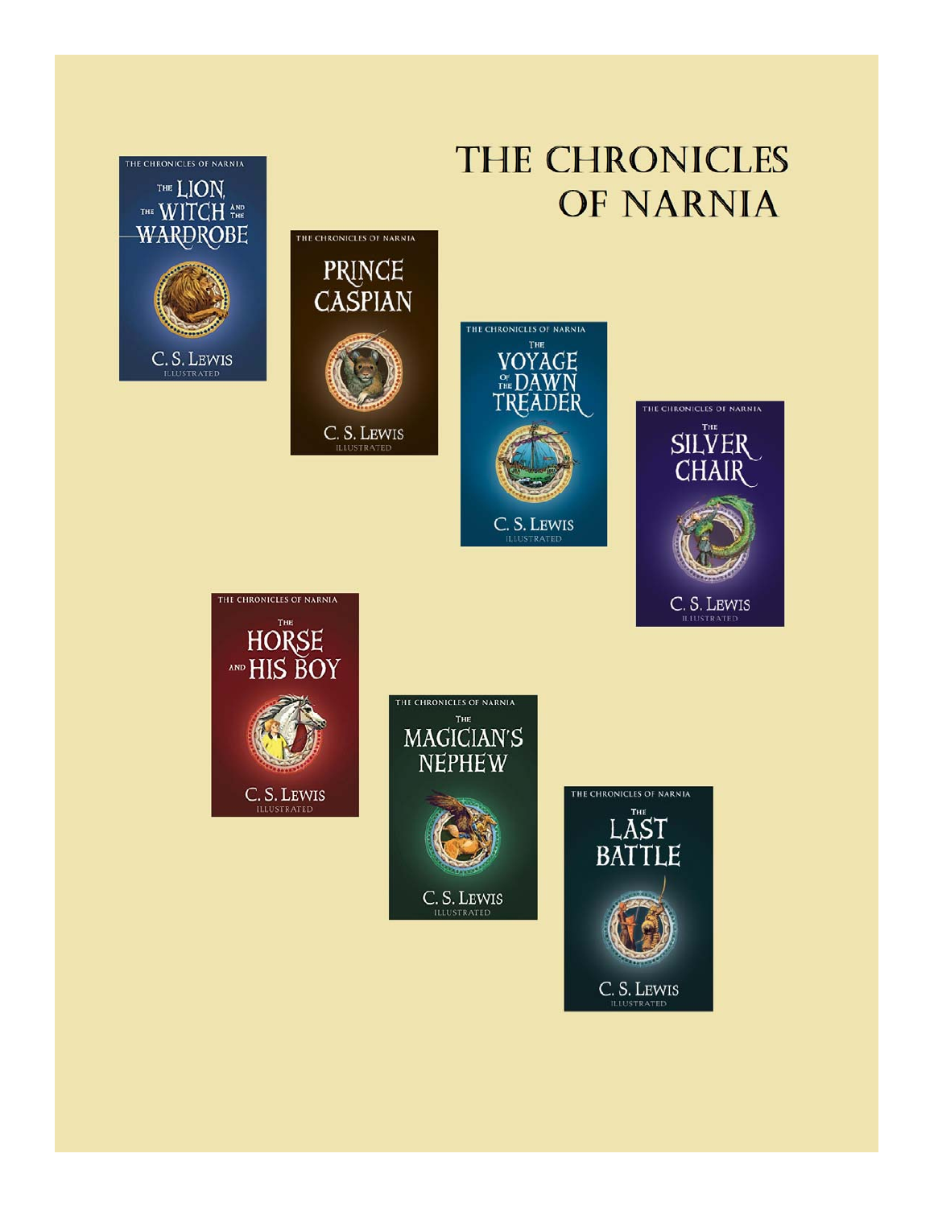# THE CHRONICLES OF NARNIA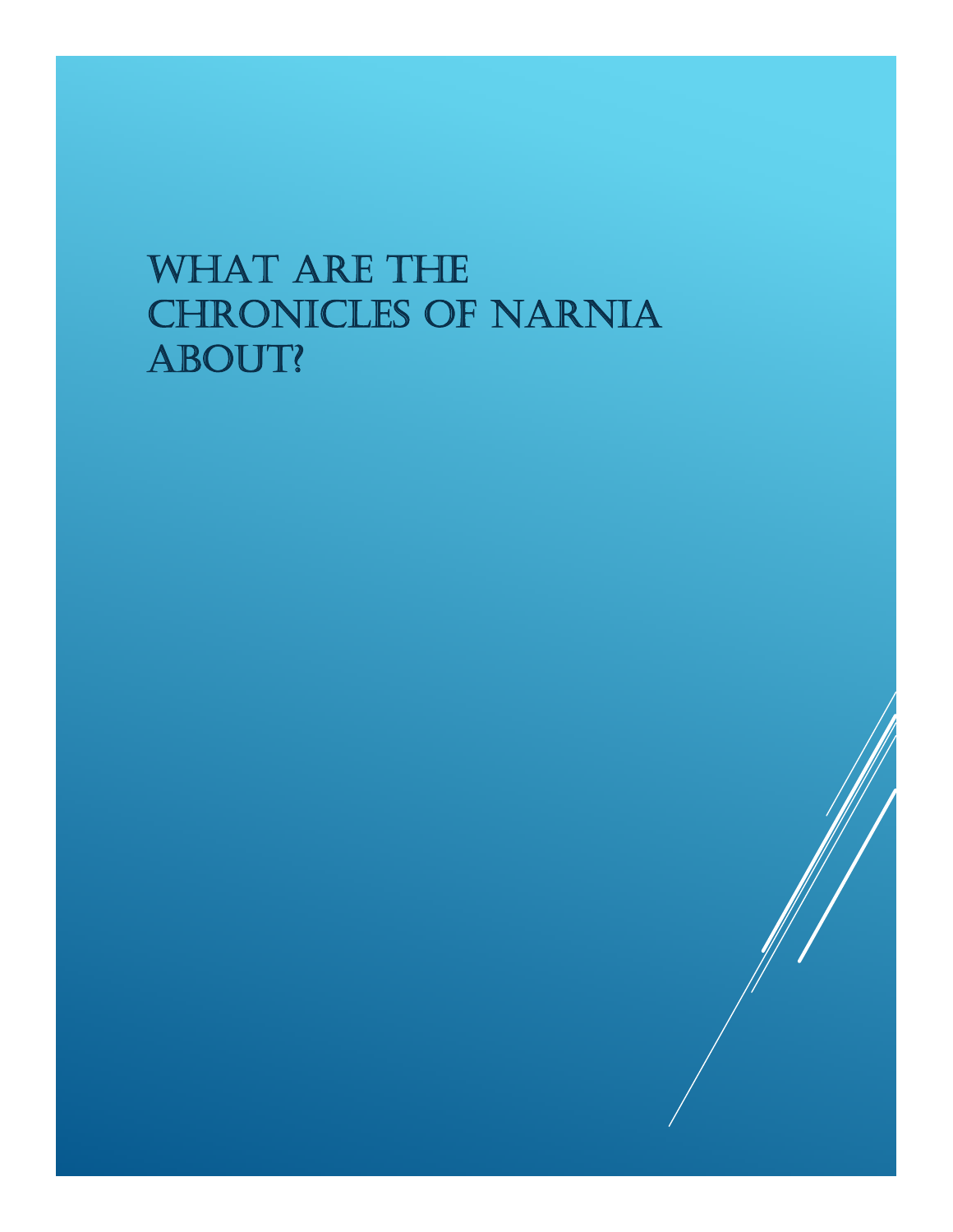# What are the Chronicles of Narnia about?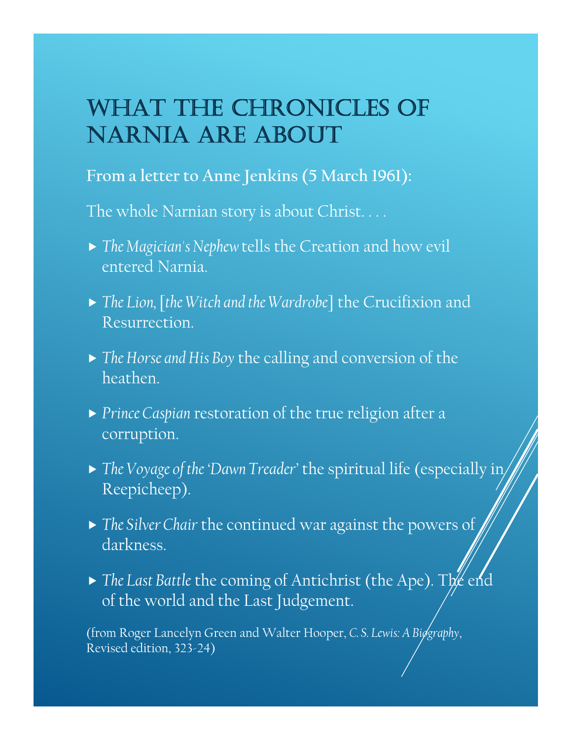# What the Chronicles of Narnia Are About

**From a letter to Anne Jenkins (5 March 1961):**

The whole Narnian story is about Christ. . . .

- *The Magician's Nephew* tells the Creation and how evil entered Narnia.
- *The Lion,* [*the Witch and the Wardrobe*] the Crucifixion and Resurrection.
- *The Horse and His Boy* the calling and conversion of the heathen.
- *Prince Caspian* restoration of the true religion after a corruption.
- *The Voyage of the 'Dawn Treader'* the spiritual life (especially in Reepicheep).
- *The Silver Chair* the continued war against the powers of darkness.
- *The Last Battle* the coming of Antichrist (the Ape). The end of the world and the Last Judgement.

(from Roger Lancelyn Green and Walter Hooper, *C. S. Lewis: A Biography*, Revised edition, 323-24)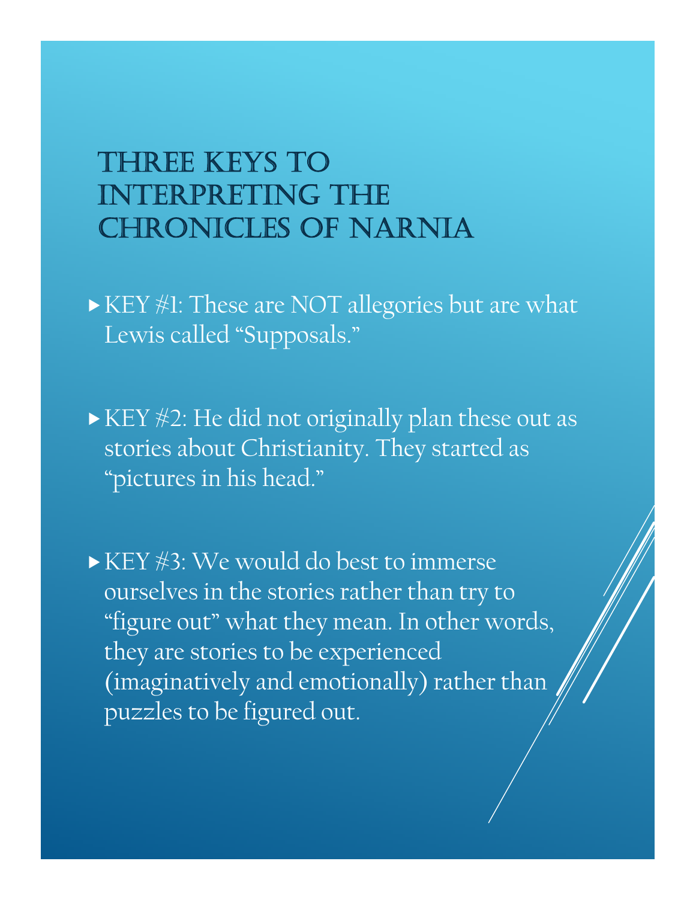# Three Keys to Interpreting the Chronicles of Narnia

- KEY #1: These are NOT allegories but are what Lewis called "Supposals."

- KEY #2: He did not originally plan these out as stories about Christianity. They started as "pictures in his head."

- KEY #3: We would do best to immerse ourselves in the stories rather than try to "figure out" what they mean. In other words, they are stories to be experienced (imaginatively and emotionally) rather than puzzles to be figured out.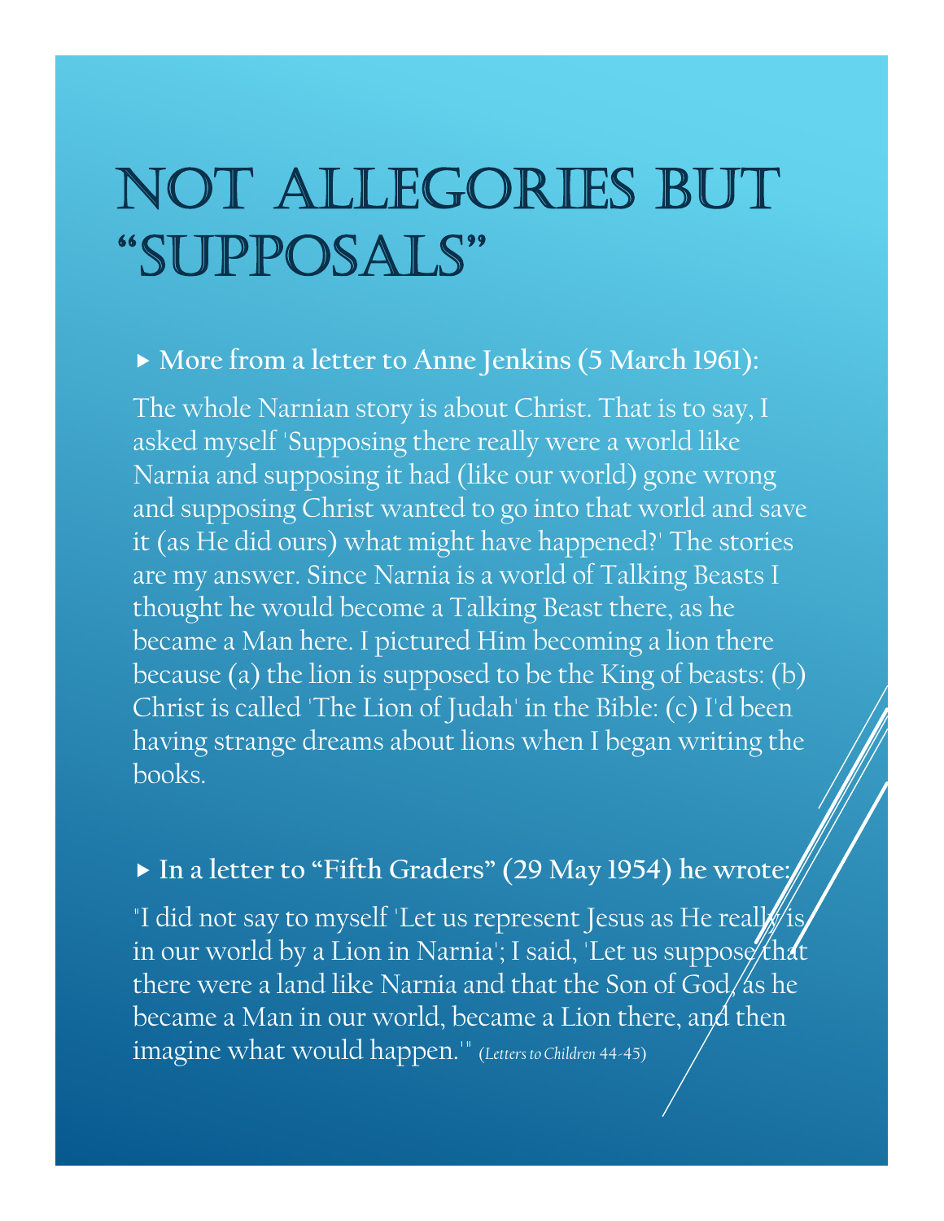# Not Allegories but "Supposals"

- **More from a letter to Anne Jenkins (5 March 1961):**

The whole Narnian story is about Christ. That is to say, I asked myself 'Supposing there really were a world like Narnia and supposing it had (like our world) gone wrong and supposing Christ wanted to go into that world and save it (as He did ours) what might have happened?' The stories are my answer. Since Narnia is a world of Talking Beasts I thought he would become a Talking Beast there, as he became a Man here. I pictured Him becoming a lion there because (a) the lion is supposed to be the King of beasts: (b) Christ is called 'The Lion of Judah' in the Bible: (c) I'd been having strange dreams about lions when I began writing the books.

- **In a letter to "Fifth Graders" (29 May 1954) he wrote:**

"I did not say to myself 'Let us represent Jesus as He really is in our world by a Lion in Narnia'; I said, 'Let us suppose that there were a land like Narnia and that the Son of God, as he became a Man in our world, became a Lion there, and then imagine what would happen.'" (*Letters to Children* 44-45)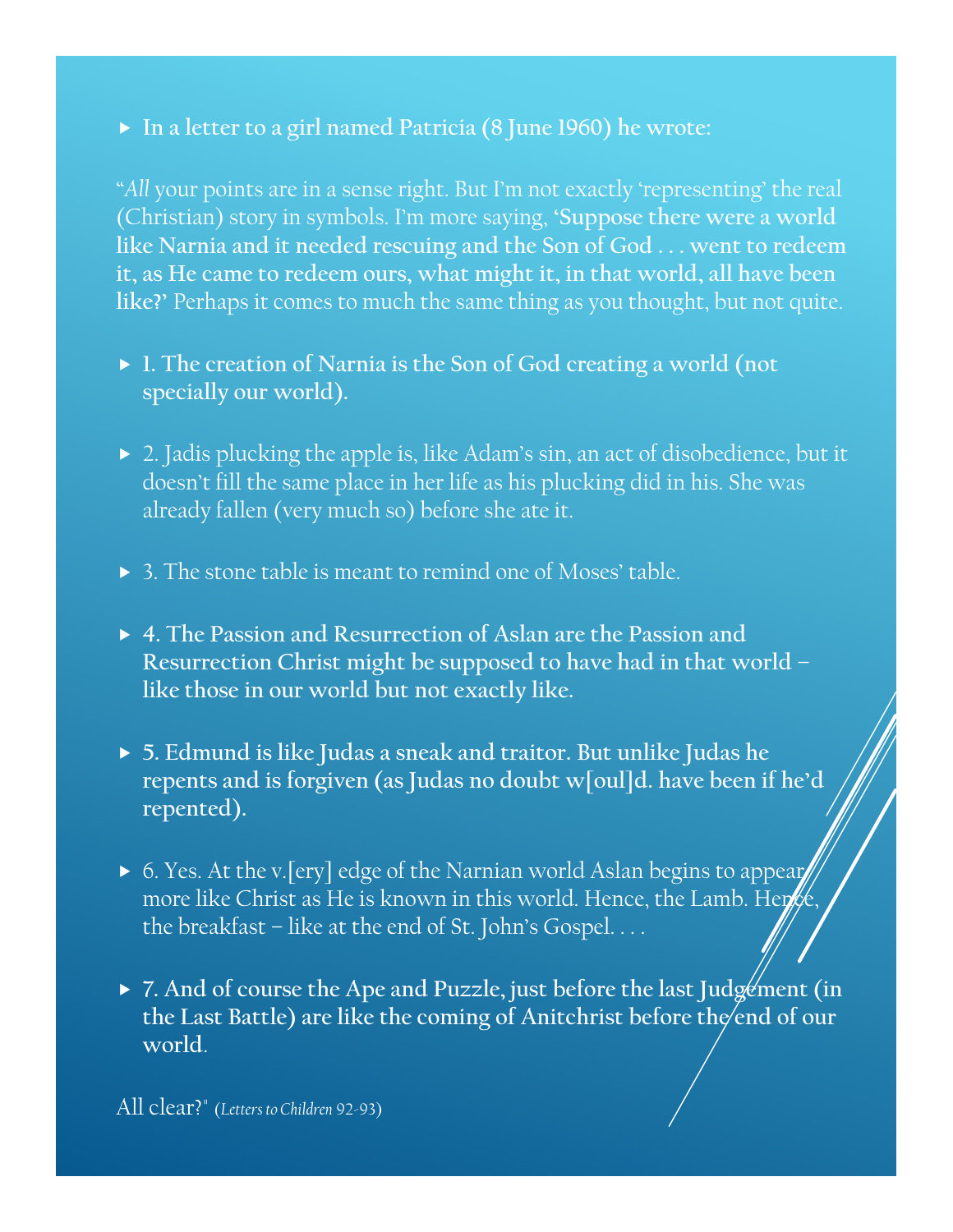- **In a letter to a girl named Patricia (8 June 1960) he wrote:**

"*All* your points are in a sense right. But I'm not exactly 'representing' the real (Christian) story in symbols. I'm more saying, **'Suppose there were a world like Narnia and it needed rescuing and the Son of God . . . went to redeem it, as He came to redeem ours, what might it, in that world, all have been like?'** Perhaps it comes to much the same thing as you thought, but not quite.

- **1. The creation of Narnia is the Son of God creating a world (not specially our world).**

- 2. Jadis plucking the apple is, like Adam's sin, an act of disobedience, but it doesn't fill the same place in her life as his plucking did in his. She was already fallen (very much so) before she ate it.

- 3. The stone table is meant to remind one of Moses' table.

- **4. The Passion and Resurrection of Aslan are the Passion and Resurrection Christ might be supposed to have had in that world – like those in our world but not exactly like.**

- **5. Edmund is like Judas a sneak and traitor. But unlike Judas he repents and is forgiven (as Judas no doubt w[oul]d. have been if he'd repented).**

- 6. Yes. At the v.[ery] edge of the Narnian world Aslan begins to appear more like Christ as He is known in this world. Hence, the Lamb. Hence, the breakfast – like at the end of St. John's Gospel. . . .

- **7. And of course the Ape and Puzzle, just before the last Judgement (in the Last Battle) are like the coming of Anitchrist before the end of our world.**

All clear?" (*Letters to Children* 92-93)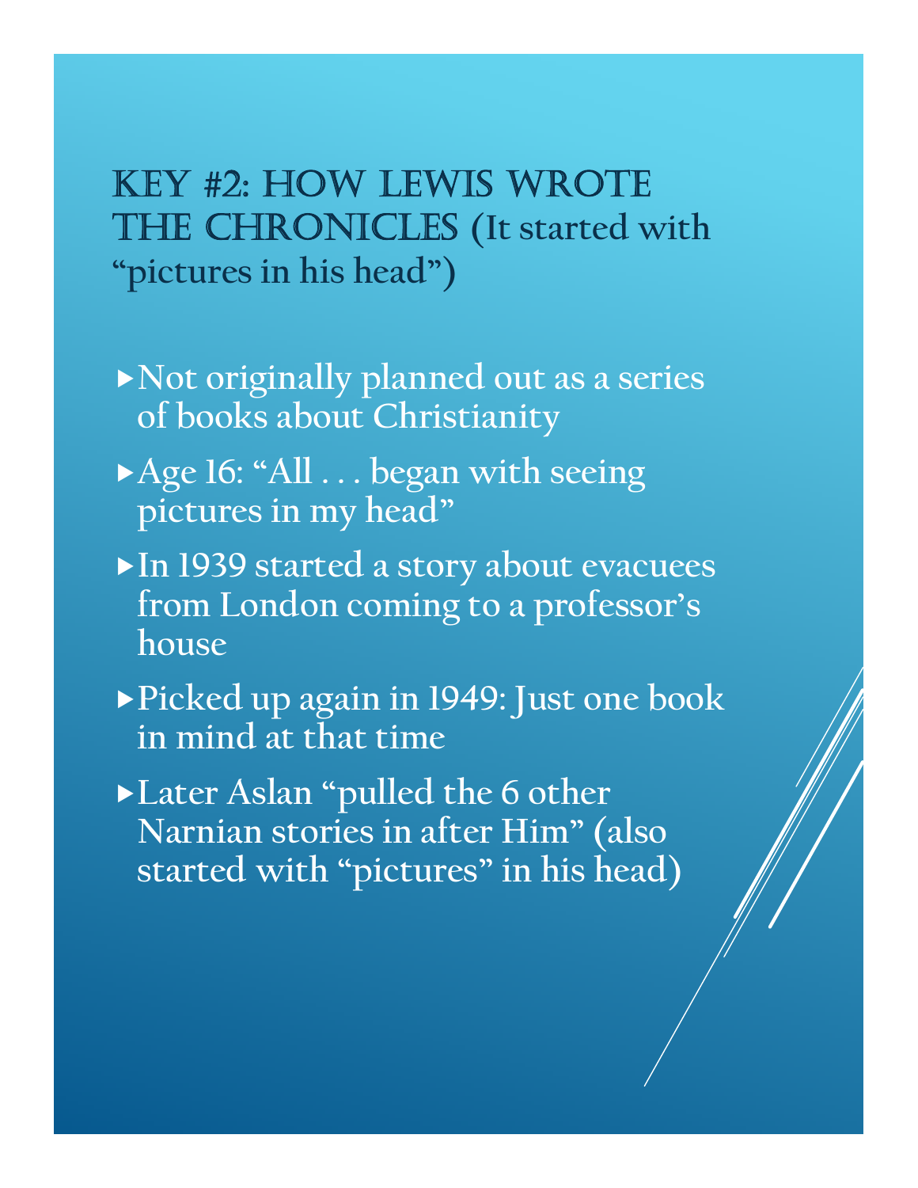# Key #2: How Lewis Wrote the Chronicles (It started with "pictures in his head")

- Not originally planned out as a series of books about Christianity
- Age 16: "All . . . began with seeing pictures in my head"
- In 1939 started a story about evacuees from London coming to a professor's house
- Picked up again in 1949: Just one book in mind at that time
- Later Aslan "pulled the 6 other Narnian stories in after Him" (also started with "pictures" in his head)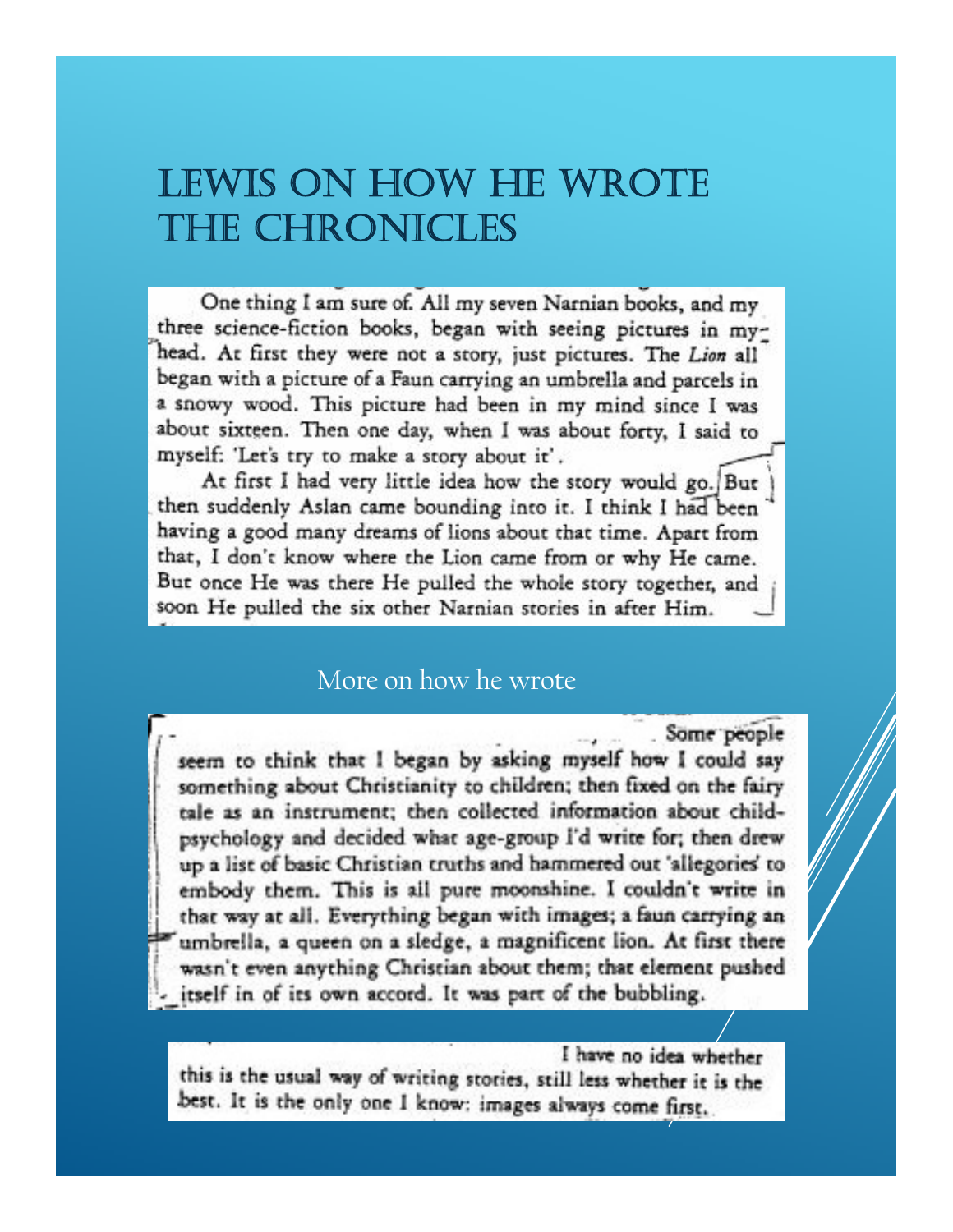# Lewis on how he wrote the Chronicles

One thing I am sure of. All my seven Narnian books, and my three science-fiction books, began with seeing pictures in my head. At first they were not a story, just pictures. The *Lion* all began with a picture of a Faun carrying an umbrella and parcels in a snowy wood. This picture had been in my mind since I was about sixteen. Then one day, when I was about forty, I said to myself: 'Let's try to make a story about it'.

At first I had very little idea how the story would go. But then suddenly Aslan came bounding into it. I think I had been having a good many dreams of lions about that time. Apart from that, I don't know where the Lion came from or why He came. But once He was there He pulled the whole story together, and soon He pulled the six other Narnian stories in after Him.

More on how he wrote

Some people seem to think that I began by asking myself how I could say something about Christianity to children; then fixed on the fairy tale as an instrument; then collected information about child-psychology and decided what age-group I'd write for; then drew up a list of basic Christian truths and hammered out 'allegories' to embody them. This is all pure moonshine. I couldn't write in that way at all. Everything began with images; a faun carrying an umbrella, a queen on a sledge, a magnificent lion. At first there wasn't even anything Christian about them; that element pushed itself in of its own accord. It was part of the bubbling.

I have no idea whether this is the usual way of writing stories, still less whether it is the best. It is the only one I know: images always come first.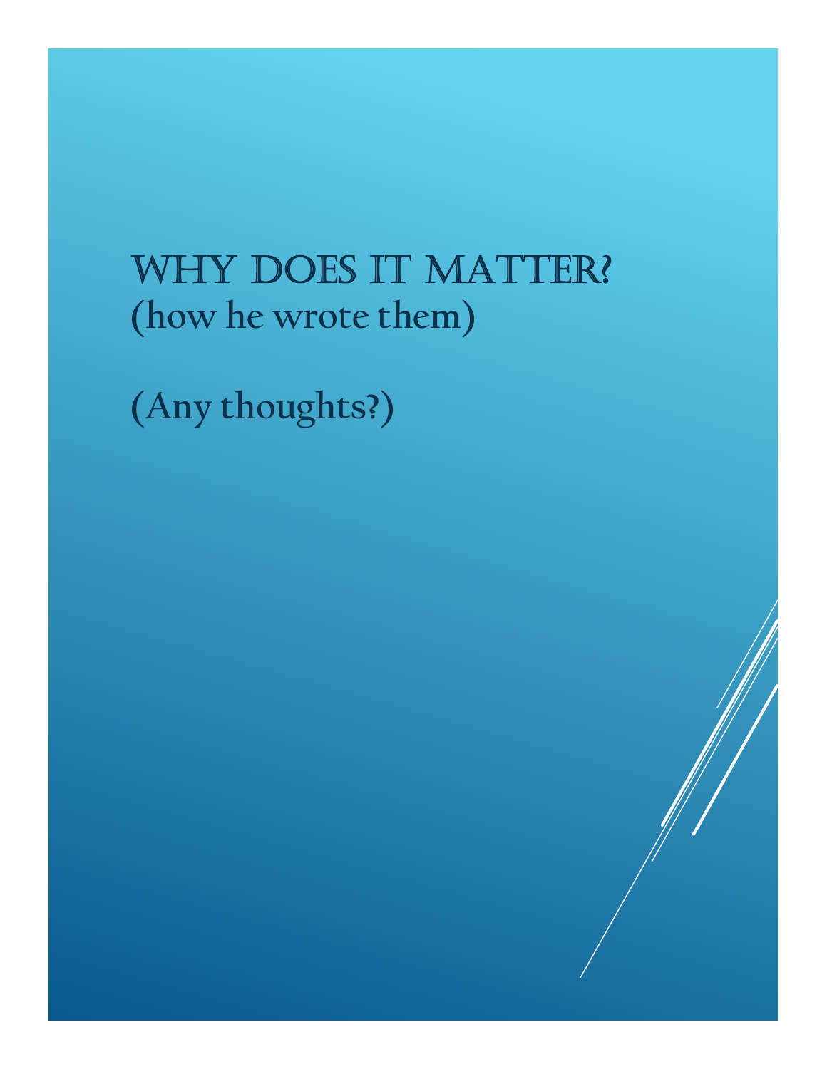# WHY DOES IT MATTER?

**(how he wrote them)**

**(Any thoughts?)**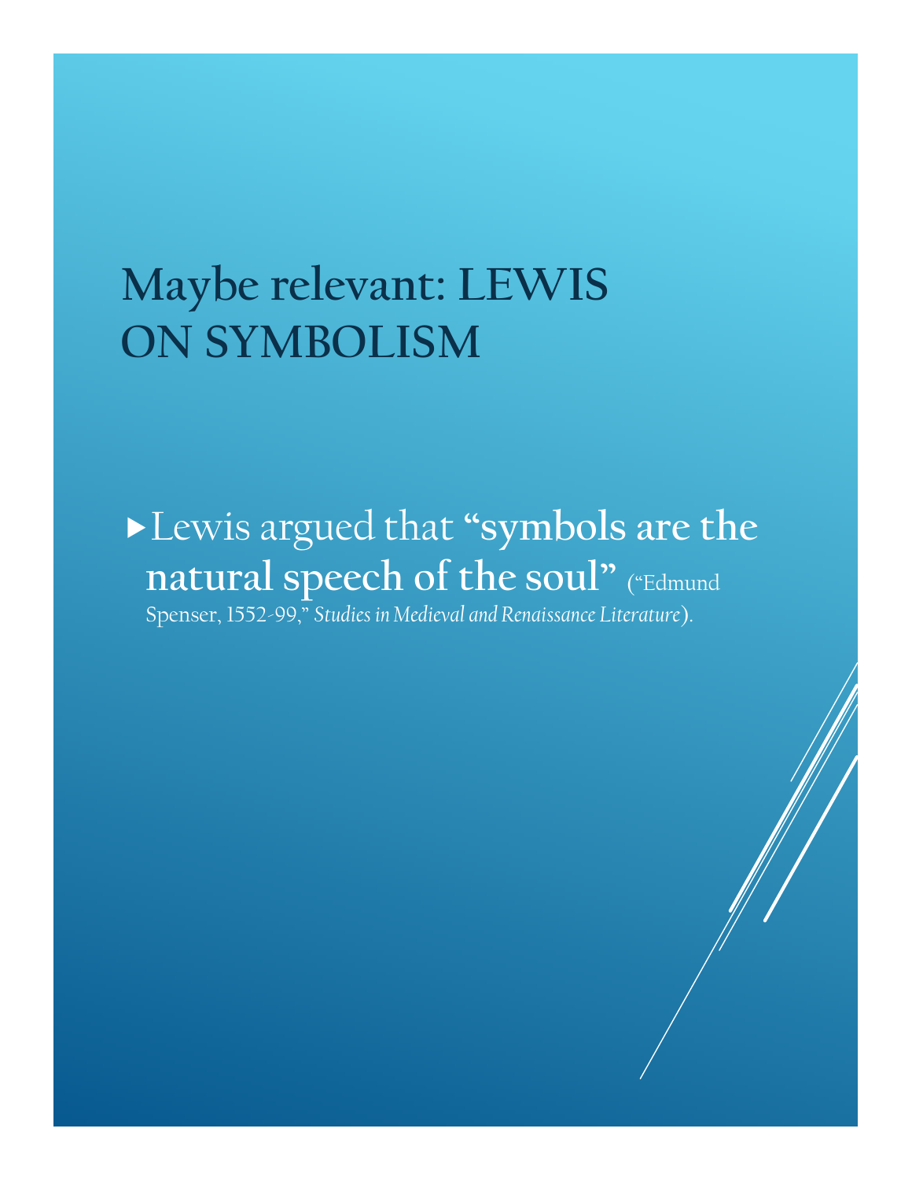# Maybe relevant: LEWIS ON SYMBOLISM

- Lewis argued that **"symbols are the natural speech of the soul"** ("Edmund Spenser, 1552-99," *Studies in Medieval and Renaissance Literature*).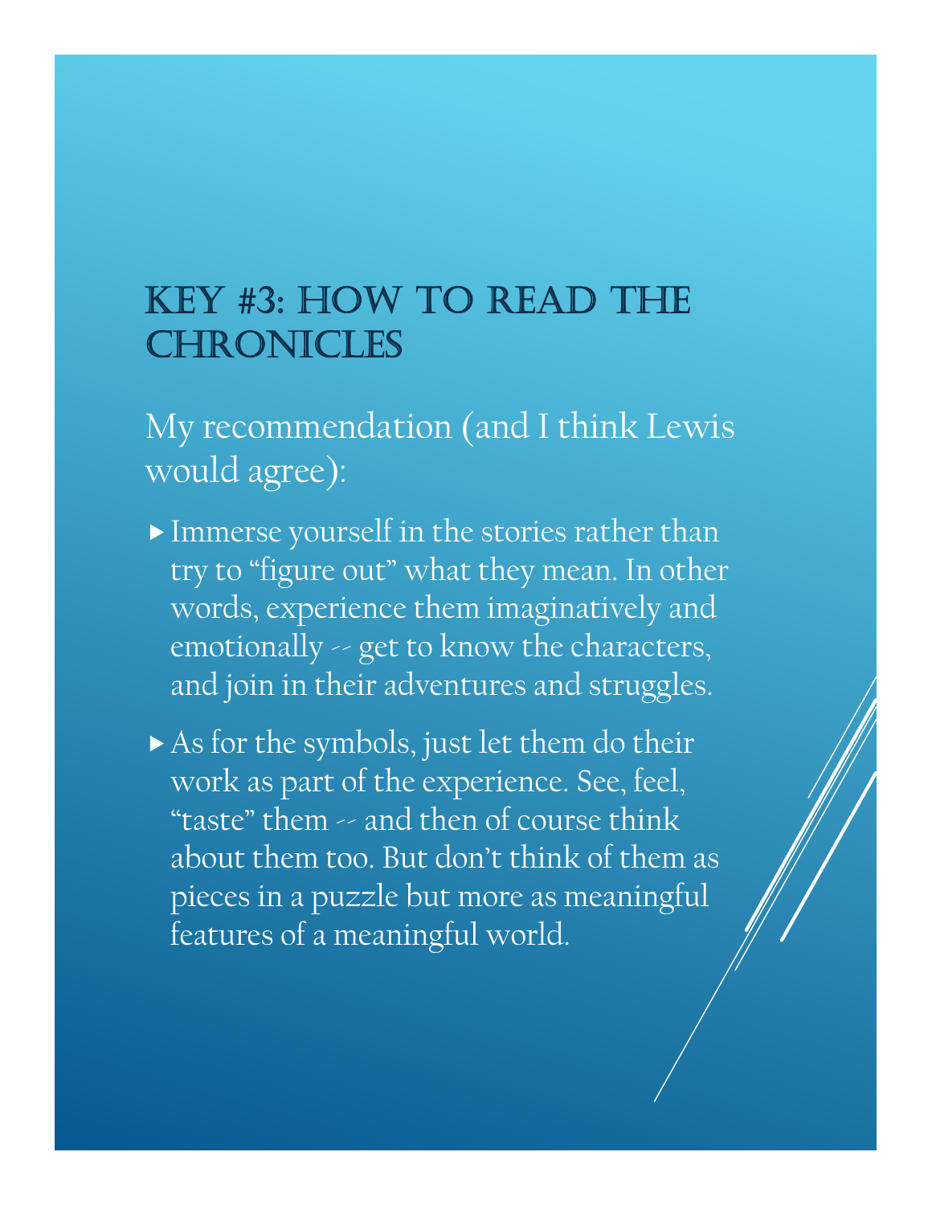# Key #3: How to Read the Chronicles

My recommendation (and I think Lewis would agree):

- Immerse yourself in the stories rather than try to "figure out" what they mean. In other words, experience them imaginatively and emotionally -- get to know the characters, and join in their adventures and struggles.
- As for the symbols, just let them do their work as part of the experience. See, feel, "taste" them -- and then of course think about them too. But don't think of them as pieces in a puzzle but more as meaningful features of a meaningful world.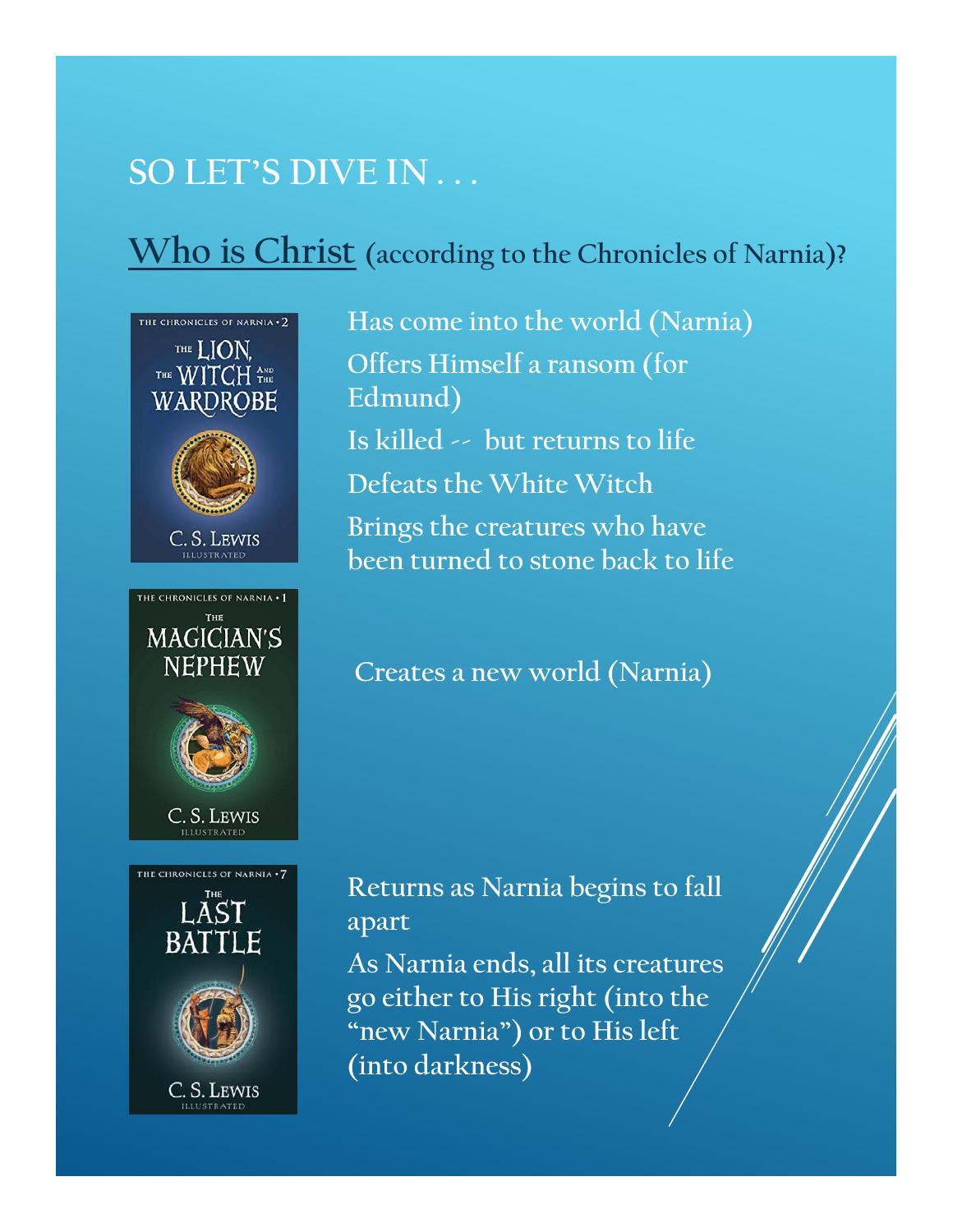# SO LET'S DIVE IN . . .

## Who is Christ (according to the Chronicles of Narnia)?

**The Lion, the Witch and the Wardrobe**

- Has come into the world (Narnia)
- Offers Himself a ransom (for Edmund)
- Is killed -- but returns to life
- Defeats the White Witch
- Brings the creatures who have been turned to stone back to life

**The Magician's Nephew**

- Creates a new world (Narnia)

**The Last Battle**

- Returns as Narnia begins to fall apart
- As Narnia ends, all its creatures go either to His right (into the "new Narnia") or to His left (into darkness)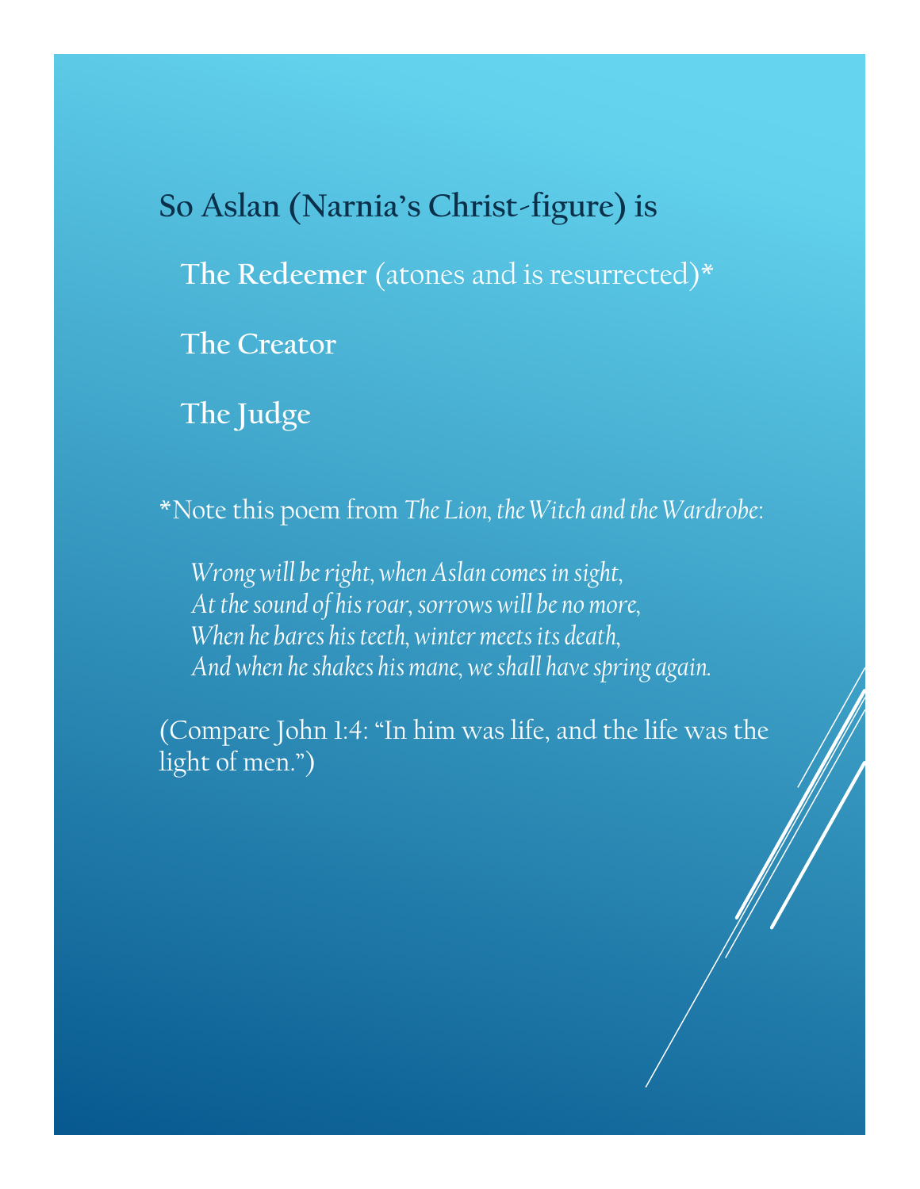## So Aslan (Narnia's Christ-figure) is

- **The Redeemer** (atones and is resurrected)*
- **The Creator**
- **The Judge**

*Note this poem from *The Lion, the Witch and the Wardrobe*:

> *Wrong will be right, when Aslan comes in sight,*
> *At the sound of his roar, sorrows will be no more,*
> *When he bares his teeth, winter meets its death,*
> *And when he shakes his mane, we shall have spring again.*

(Compare John 1:4: "In him was life, and the life was the light of men.")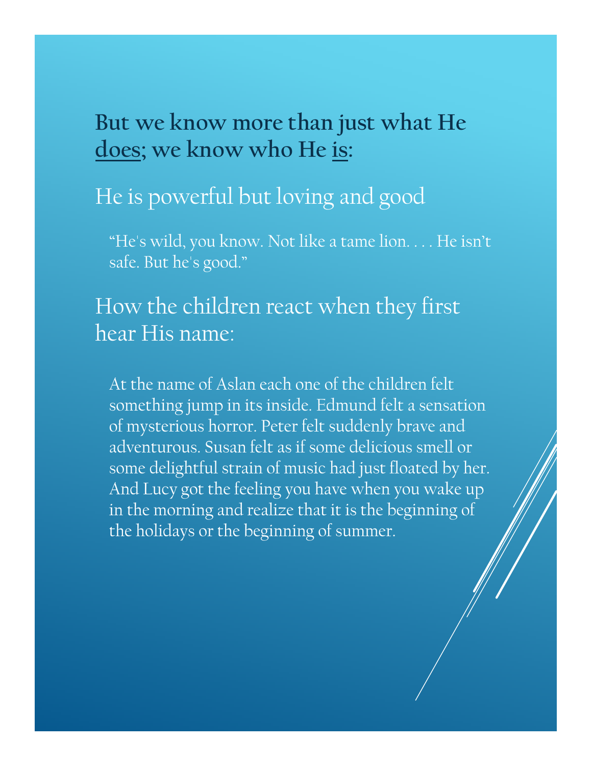## But we know more than just what He <u>does</u>; we know who He <u>is</u>:

### He is powerful but loving and good

"He's wild, you know. Not like a tame lion. . . . He isn't safe. But he's good."

### How the children react when they first hear His name:

At the name of Aslan each one of the children felt something jump in its inside. Edmund felt a sensation of mysterious horror. Peter felt suddenly brave and adventurous. Susan felt as if some delicious smell or some delightful strain of music had just floated by her. And Lucy got the feeling you have when you wake up in the morning and realize that it is the beginning of the holidays or the beginning of summer.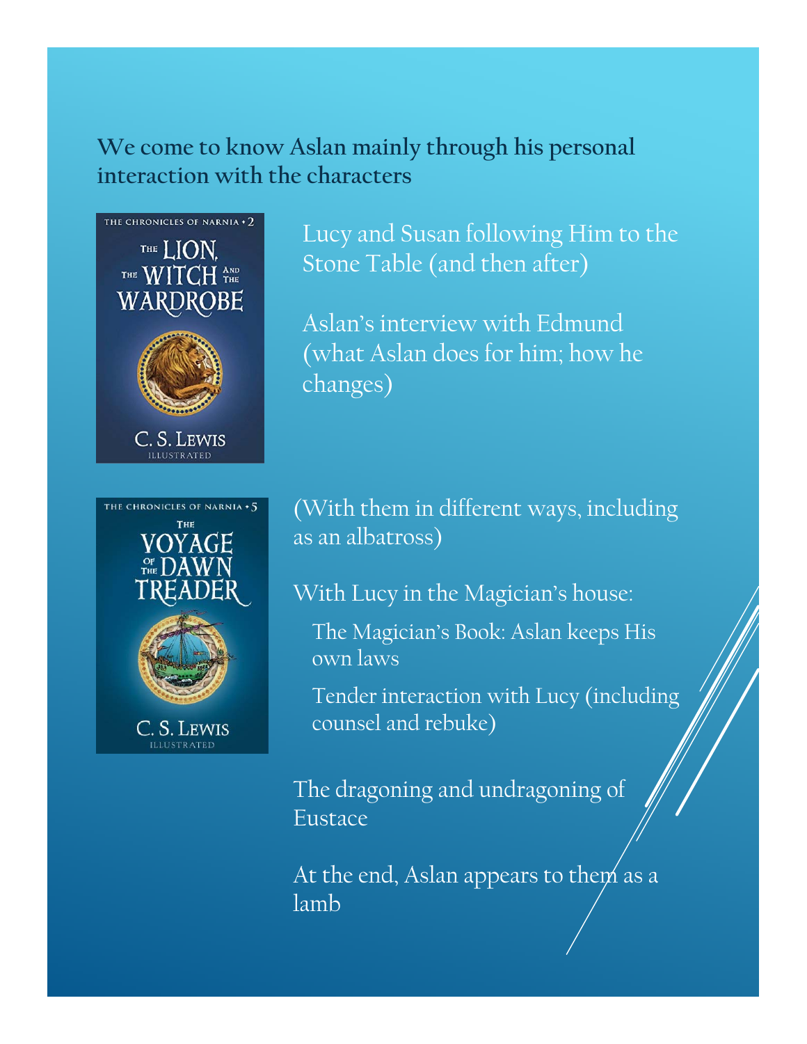## We come to know Aslan mainly through his personal interaction with the characters

THE CHRONICLES OF NARNIA • 2

THE LION, THE WITCH AND THE WARDROBE

C. S. LEWIS
ILLUSTRATED

Lucy and Susan following Him to the Stone Table (and then after)

Aslan's interview with Edmund (what Aslan does for him; how he changes)

THE CHRONICLES OF NARNIA • 5

THE VOYAGE OF THE DAWN TREADER

C. S. LEWIS
ILLUSTRATED

(With them in different ways, including as an albatross)

With Lucy in the Magician's house:

- The Magician's Book: Aslan keeps His own laws
- Tender interaction with Lucy (including counsel and rebuke)

The dragoning and undragoning of Eustace

At the end, Aslan appears to them as a lamb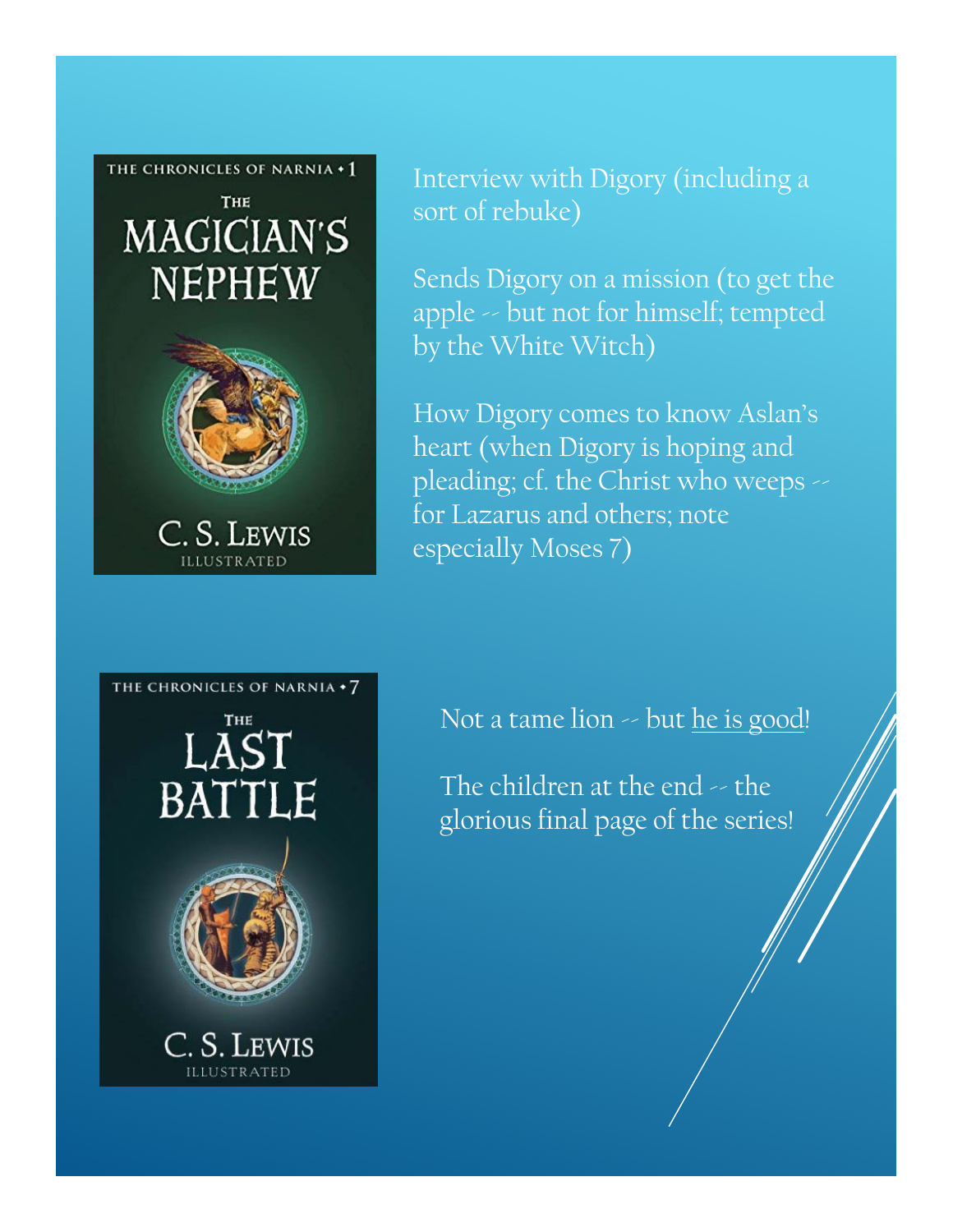THE CHRONICLES OF NARNIA • 1

THE MAGICIAN'S NEPHEW

C. S. LEWIS
ILLUSTRATED

Interview with Digory (including a sort of rebuke)

Sends Digory on a mission (to get the apple -- but not for himself; tempted by the White Witch)

How Digory comes to know Aslan's heart (when Digory is hoping and pleading; cf. the Christ who weeps -- for Lazarus and others; note especially Moses 7)

THE CHRONICLES OF NARNIA • 7

THE LAST BATTLE

C. S. LEWIS
ILLUSTRATED

Not a tame lion -- but he is good!

The children at the end -- the glorious final page of the series!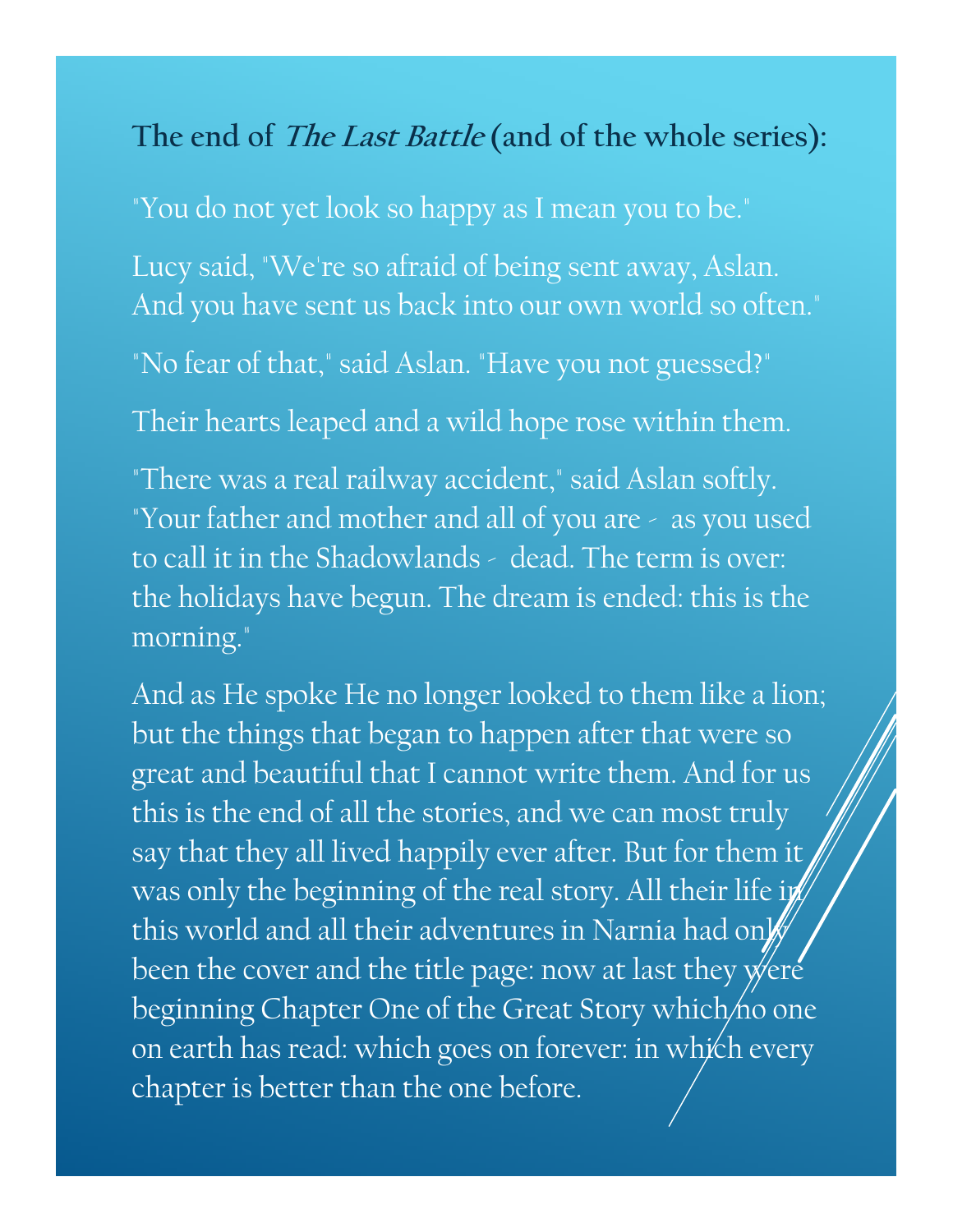**The end of *The Last Battle* (and of the whole series):**

"You do not yet look so happy as I mean you to be."

Lucy said, "We're so afraid of being sent away, Aslan. And you have sent us back into our own world so often."

"No fear of that," said Aslan. "Have you not guessed?"

Their hearts leaped and a wild hope rose within them.

"There was a real railway accident," said Aslan softly. "Your father and mother and all of you are - as you used to call it in the Shadowlands - dead. The term is over: the holidays have begun. The dream is ended: this is the morning."

And as He spoke He no longer looked to them like a lion; but the things that began to happen after that were so great and beautiful that I cannot write them. And for us this is the end of all the stories, and we can most truly say that they all lived happily ever after. But for them it was only the beginning of the real story. All their life in this world and all their adventures in Narnia had only been the cover and the title page: now at last they were beginning Chapter One of the Great Story which no one on earth has read: which goes on forever: in which every chapter is better than the one before.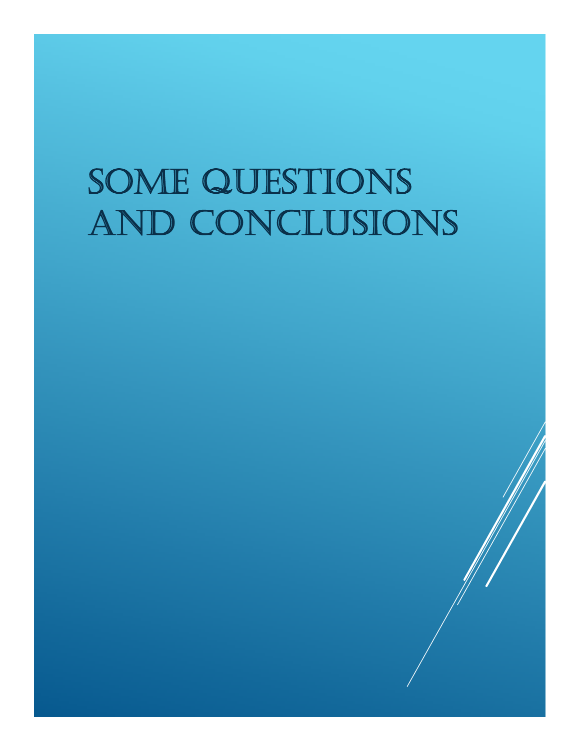# Some Questions and Conclusions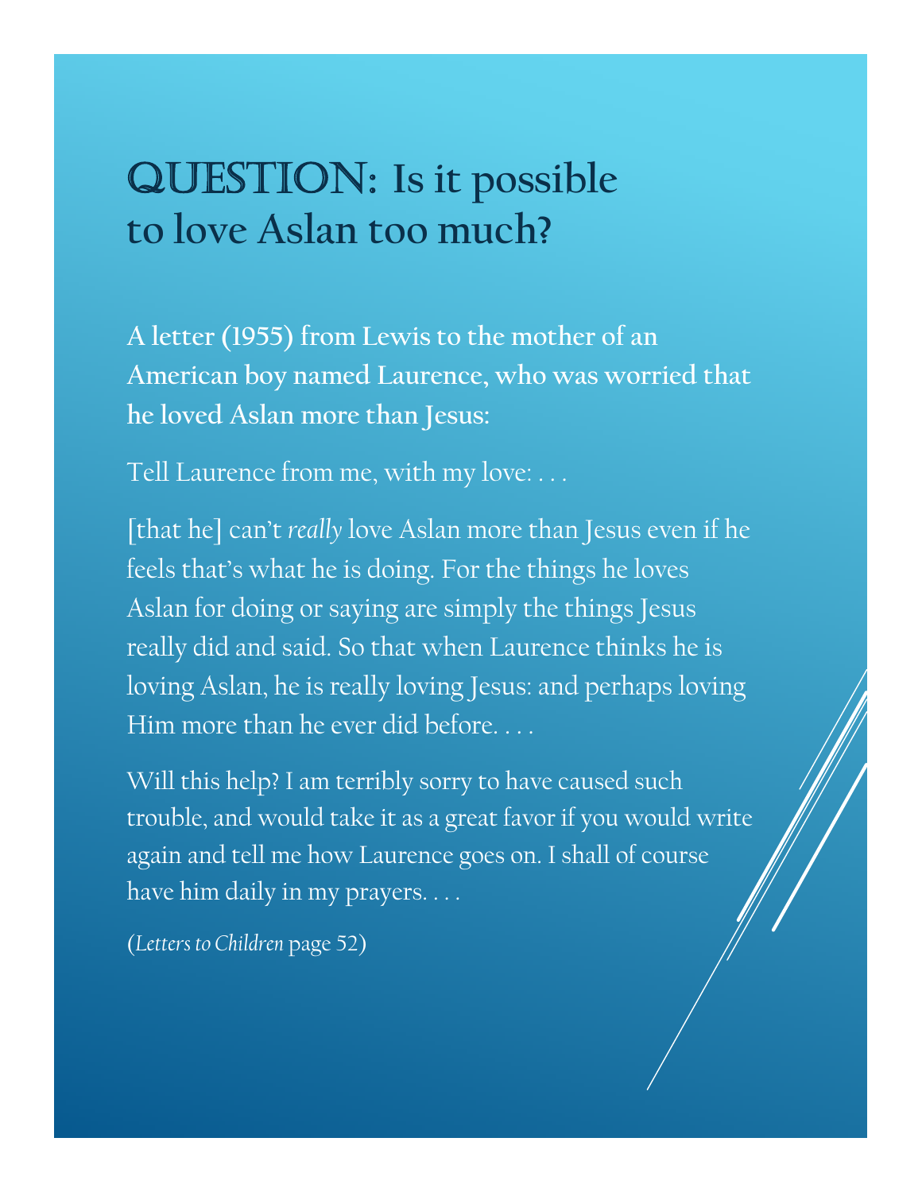# QUESTION: Is it possible to love Aslan too much?

**A letter (1955) from Lewis to the mother of an American boy named Laurence, who was worried that he loved Aslan more than Jesus:**

Tell Laurence from me, with my love: . . .

[that he] can't *really* love Aslan more than Jesus even if he feels that's what he is doing. For the things he loves Aslan for doing or saying are simply the things Jesus really did and said. So that when Laurence thinks he is loving Aslan, he is really loving Jesus: and perhaps loving Him more than he ever did before. . . .

Will this help? I am terribly sorry to have caused such trouble, and would take it as a great favor if you would write again and tell me how Laurence goes on. I shall of course have him daily in my prayers. . . .

(*Letters to Children* page 52)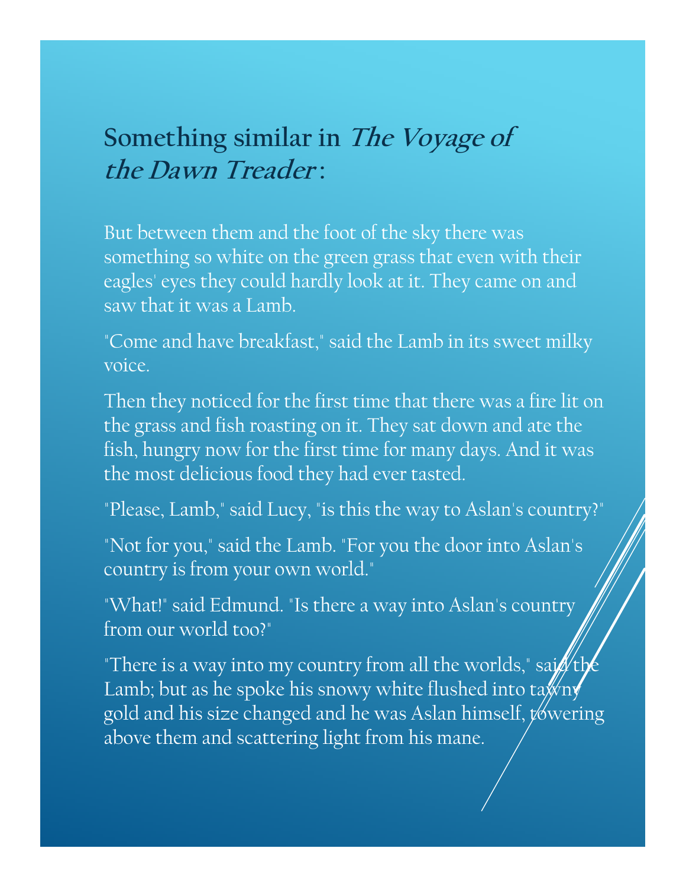## Something similar in *The Voyage of the Dawn Treader*:

But between them and the foot of the sky there was something so white on the green grass that even with their eagles' eyes they could hardly look at it. They came on and saw that it was a Lamb.

"Come and have breakfast," said the Lamb in its sweet milky voice.

Then they noticed for the first time that there was a fire lit on the grass and fish roasting on it. They sat down and ate the fish, hungry now for the first time for many days. And it was the most delicious food they had ever tasted.

"Please, Lamb," said Lucy, "is this the way to Aslan's country?"

"Not for you," said the Lamb. "For you the door into Aslan's country is from your own world."

"What!" said Edmund. "Is there a way into Aslan's country from our world too?"

"There is a way into my country from all the worlds," said the Lamb; but as he spoke his snowy white flushed into tawny gold and his size changed and he was Aslan himself, towering above them and scattering light from his mane.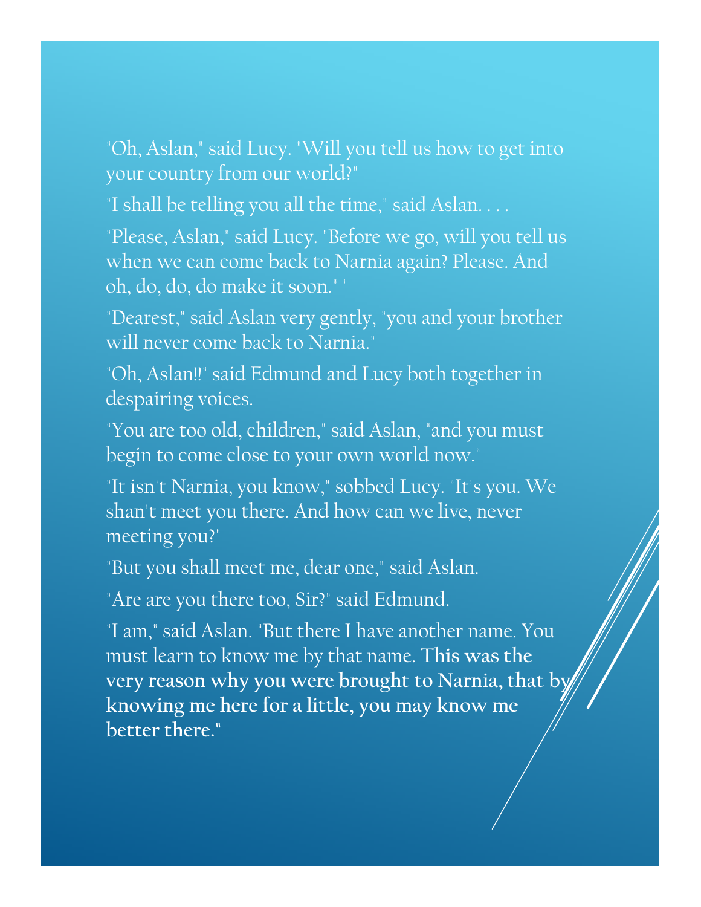"Oh, Aslan," said Lucy. "Will you tell us how to get into your country from our world?"

"I shall be telling you all the time," said Aslan. . . .

"Please, Aslan," said Lucy. "Before we go, will you tell us when we can come back to Narnia again? Please. And oh, do, do, do make it soon." '

"Dearest," said Aslan very gently, "you and your brother will never come back to Narnia."

"Oh, Aslan!!" said Edmund and Lucy both together in despairing voices.

"You are too old, children," said Aslan, "and you must begin to come close to your own world now."

"It isn't Narnia, you know," sobbed Lucy. "It's you. We shan't meet you there. And how can we live, never meeting you?"

"But you shall meet me, dear one," said Aslan.

"Are are you there too, Sir?" said Edmund.

"I am," said Aslan. "But there I have another name. You must learn to know me by that name. **This was the very reason why you were brought to Narnia, that by knowing me here for a little, you may know me better there."**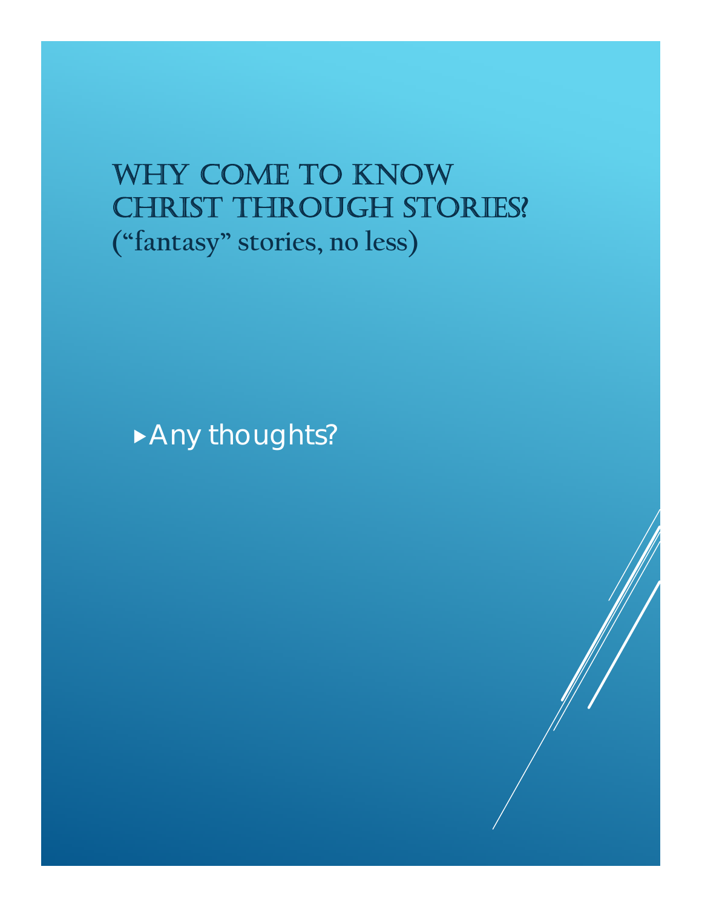# Why Come to Know Christ Through Stories?

**("fantasy" stories, no less)**

- Any thoughts?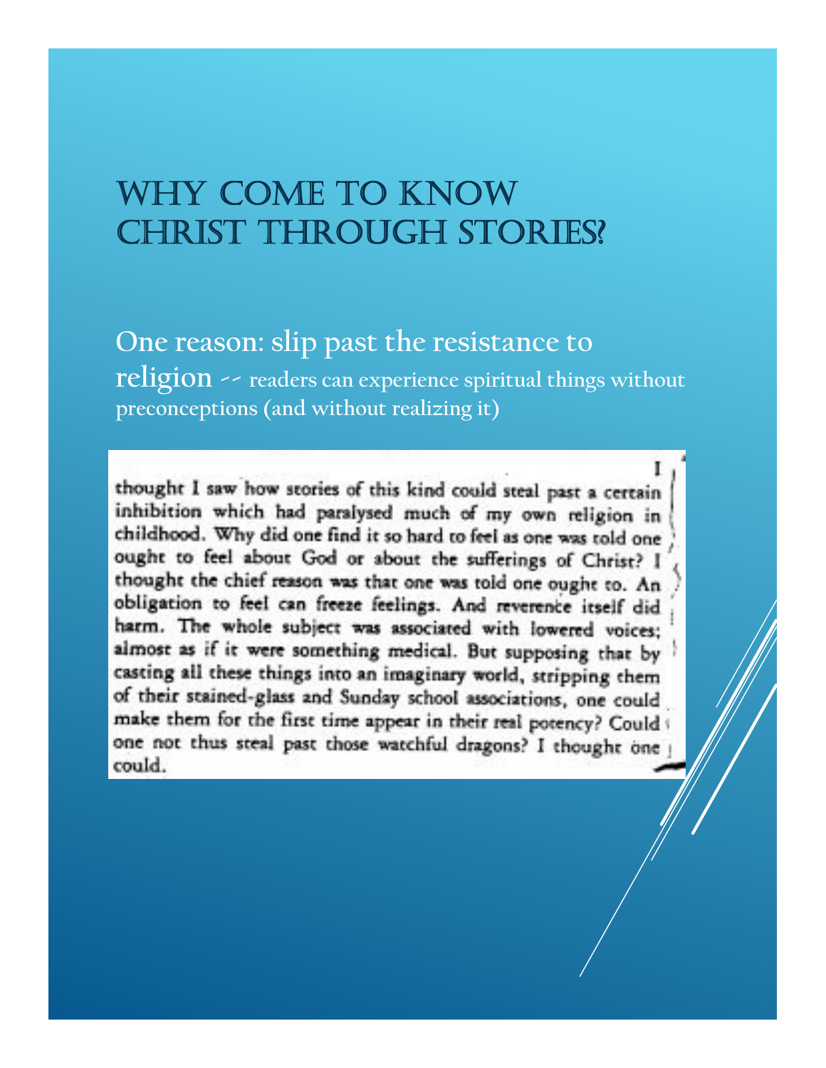# Why come to know Christ through stories?

**One reason: slip past the resistance to religion** -- readers can experience spiritual things without preconceptions (and without realizing it)

> I thought I saw how stories of this kind could steal past a certain inhibition which had paralysed much of my own religion in childhood. Why did one find it so hard to feel as one was told one ought to feel about God or about the sufferings of Christ? I thought the chief reason was that one was told one ought to. An obligation to feel can freeze feelings. And reverence itself did harm. The whole subject was associated with lowered voices; almost as if it were something medical. But supposing that by casting all these things into an imaginary world, stripping them of their stained-glass and Sunday school associations, one could make them for the first time appear in their real potency? Could one not thus steal past those watchful dragons? I thought one could.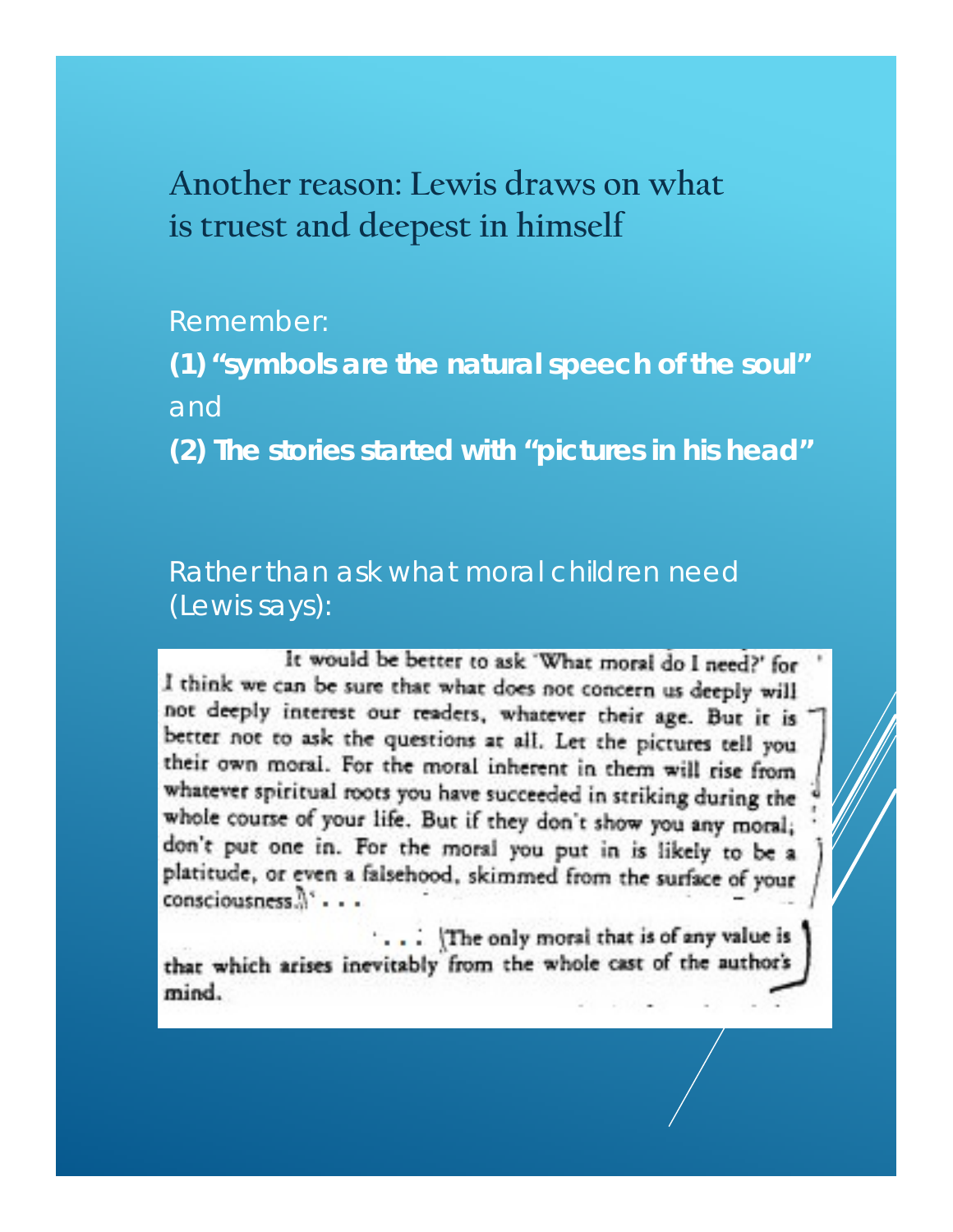# Another reason: Lewis draws on what is truest and deepest in himself

Remember:

**(1) "symbols are the natural speech of the soul"**

and

**(2) The stories started with "pictures in his head"**

Rather than ask what moral children need (Lewis says):

> It would be better to ask 'What moral do I need?' for I think we can be sure that what does not concern us deeply will not deeply interest our readers, whatever their age. But it is better not to ask the questions at all. Let the pictures tell you their own moral. For the moral inherent in them will rise from whatever spiritual roots you have succeeded in striking during the whole course of your life. But if they don't show you any moral, don't put one in. For the moral you put in is likely to be a platitude, or even a falsehood, skimmed from the surface of your consciousness. . . .
>
> . . . The only moral that is of any value is that which arises inevitably from the whole cast of the author's mind.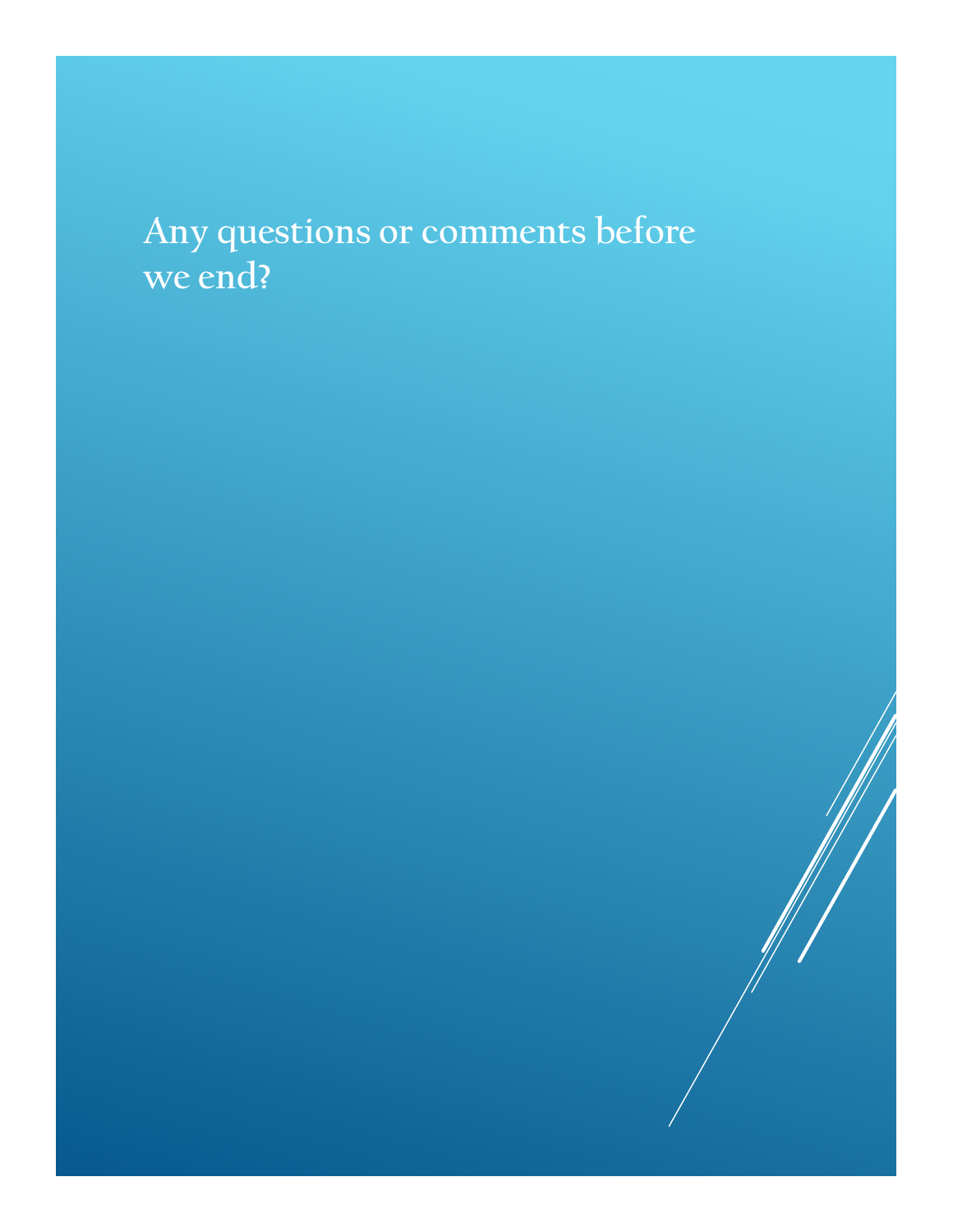# Any questions or comments before we end?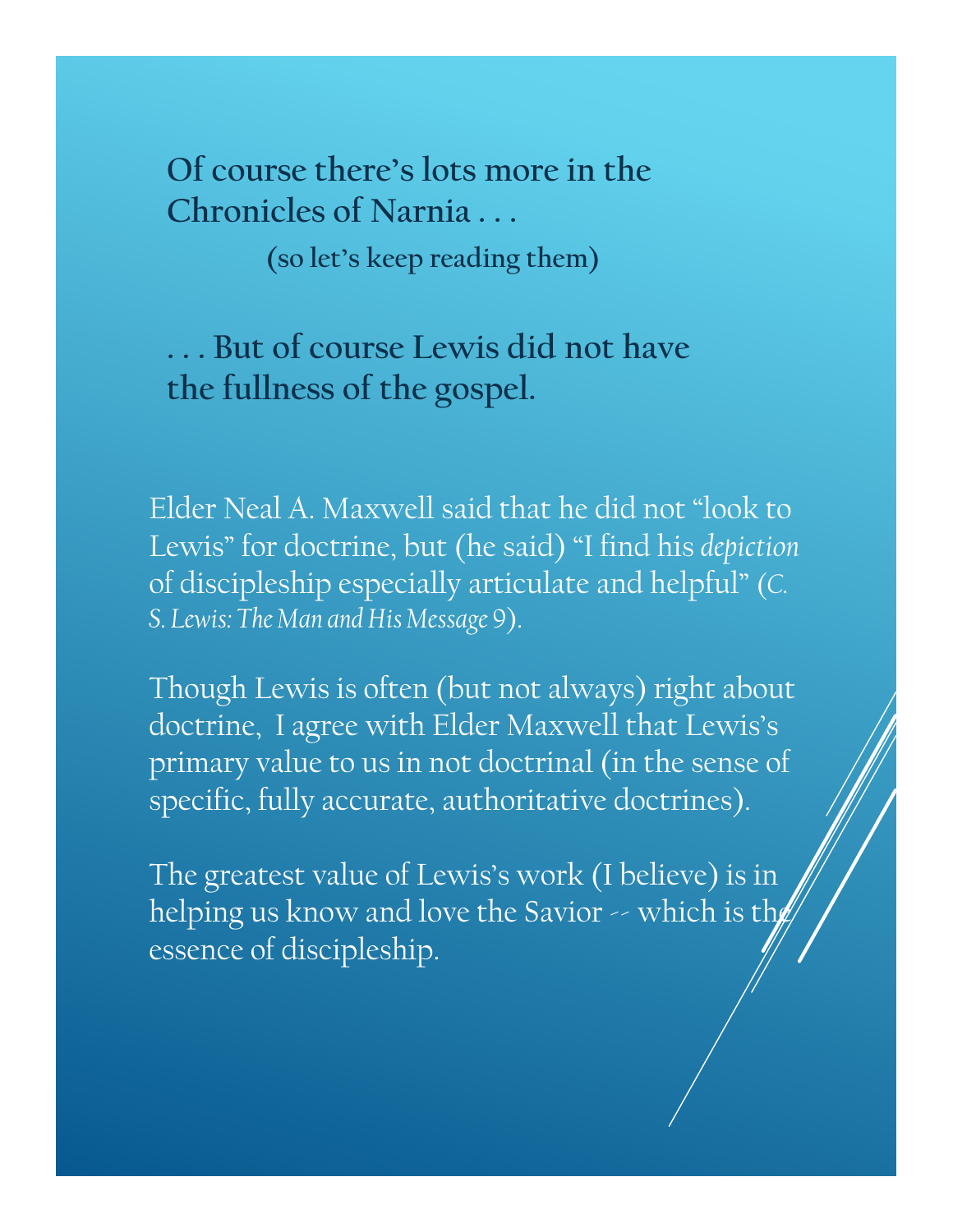**Of course there's lots more in the Chronicles of Narnia . . .**

**(so let's keep reading them)**

**. . . But of course Lewis did not have the fullness of the gospel.**

Elder Neal A. Maxwell said that he did not "look to Lewis" for doctrine, but (he said) "I find his *depiction* of discipleship especially articulate and helpful" (*C. S. Lewis: The Man and His Message* 9).

Though Lewis is often (but not always) right about doctrine, I agree with Elder Maxwell that Lewis's primary value to us in not doctrinal (in the sense of specific, fully accurate, authoritative doctrines).

The greatest value of Lewis's work (I believe) is in helping us know and love the Savior -- which is the essence of discipleship.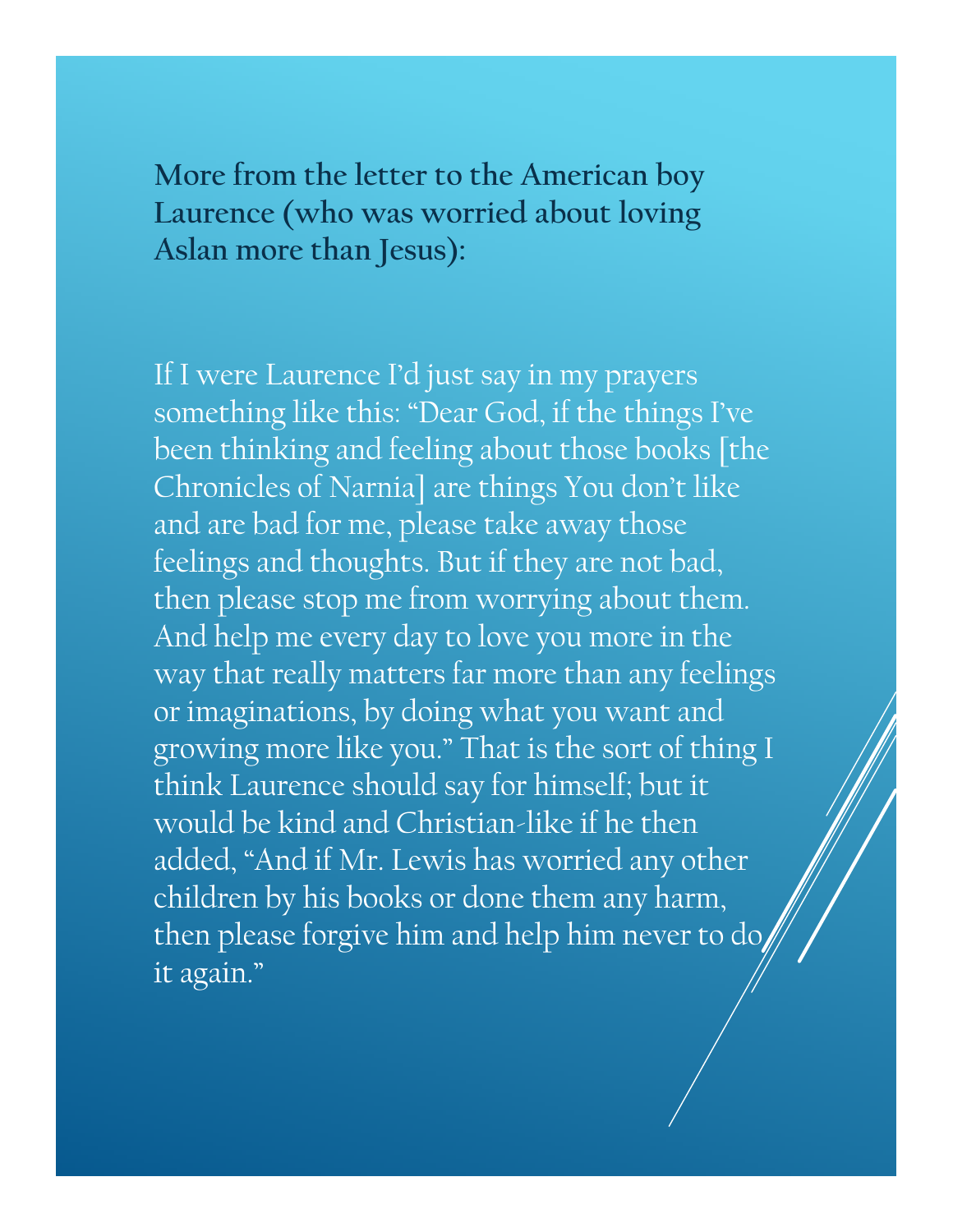**More from the letter to the American boy Laurence (who was worried about loving Aslan more than Jesus):**

If I were Laurence I'd just say in my prayers something like this: "Dear God, if the things I've been thinking and feeling about those books [the Chronicles of Narnia] are things You don't like and are bad for me, please take away those feelings and thoughts. But if they are not bad, then please stop me from worrying about them. And help me every day to love you more in the way that really matters far more than any feelings or imaginations, by doing what you want and growing more like you." That is the sort of thing I think Laurence should say for himself; but it would be kind and Christian-like if he then added, "And if Mr. Lewis has worried any other children by his books or done them any harm, then please forgive him and help him never to do it again."